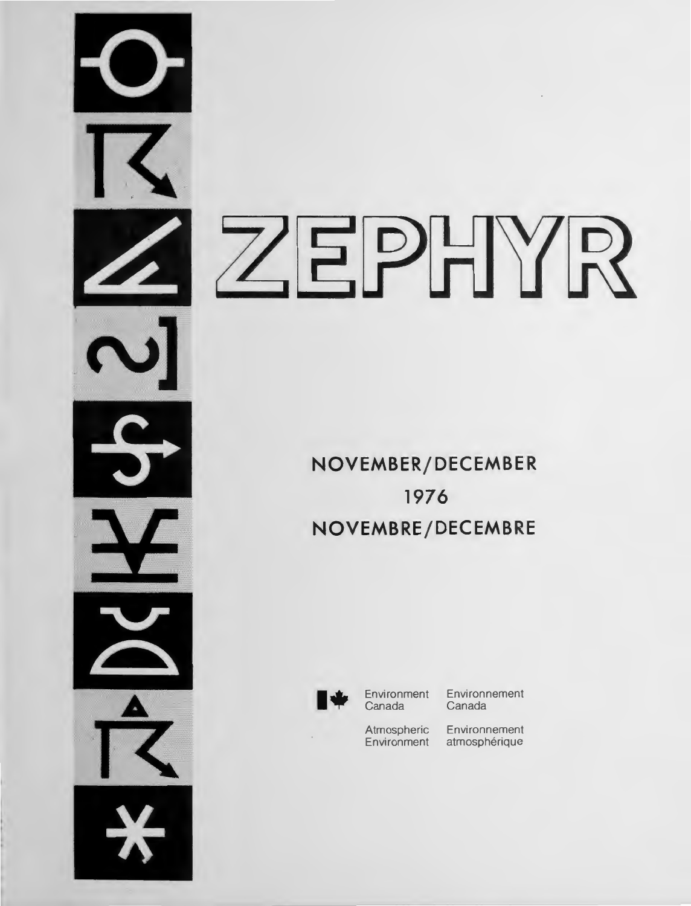# ZEPHYR

NOVEMBER/DECEMBER

1976

NOVEMBRE/DECEMBRE

Environment Canada — Environnement Canada

Atmospheric Environment — Environnement atmosphérique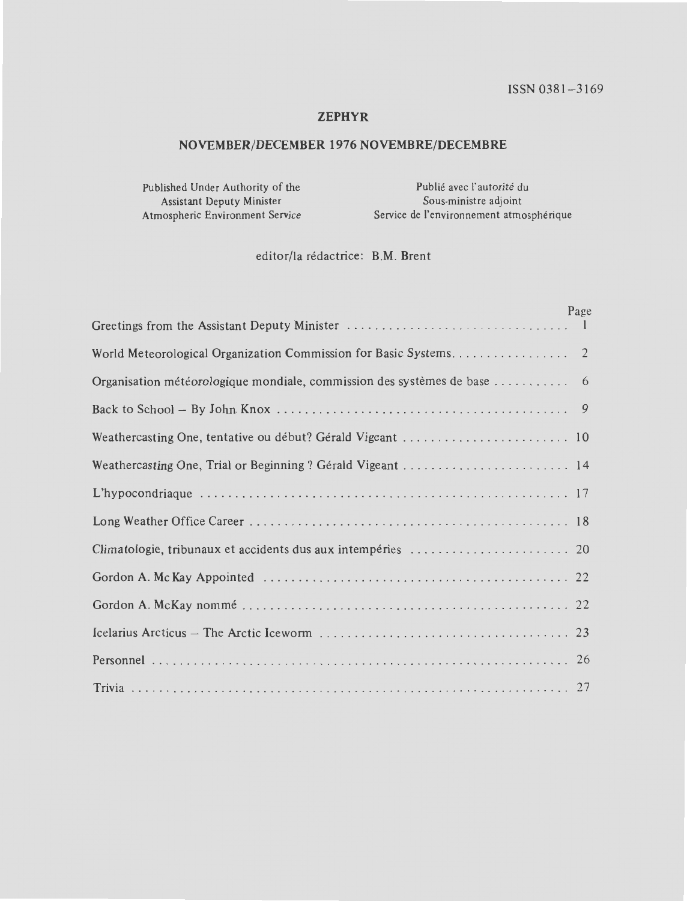ISSN 0381–3169

# ZEPHYR

## NOVEMBER/DECEMBER 1976 NOVEMBRE/DECEMBRE

| | |
|---|---|
| Published Under Authority of the | Publié avec l'autorité du |
| Assistant Deputy Minister | Sous-ministre adjoint |
| Atmospheric Environment Service | Service de l'environnement atmosphérique |

editor/la rédactrice: B.M. Brent

| | Page |
|---|---|
| Greetings from the Assistant Deputy Minister | 1 |
| World Meteorological Organization Commission for Basic Systems | 2 |
| Organisation météorologique mondiale, commission des systèmes de base | 6 |
| Back to School – By John Knox | 9 |
| Weathercasting One, tentative ou début? Gérald Vigeant | 10 |
| Weathercasting One, Trial or Beginning ? Gérald Vigeant | 14 |
| L'hypocondriaque | 17 |
| Long Weather Office Career | 18 |
| Climatologie, tribunaux et accidents dus aux intempéries | 20 |
| Gordon A. Mc Kay Appointed | 22 |
| Gordon A. McKay nommé | 22 |
| Icelarius Arcticus – The Arctic Iceworm | 23 |
| Personnel | 26 |
| Trivia | 27 |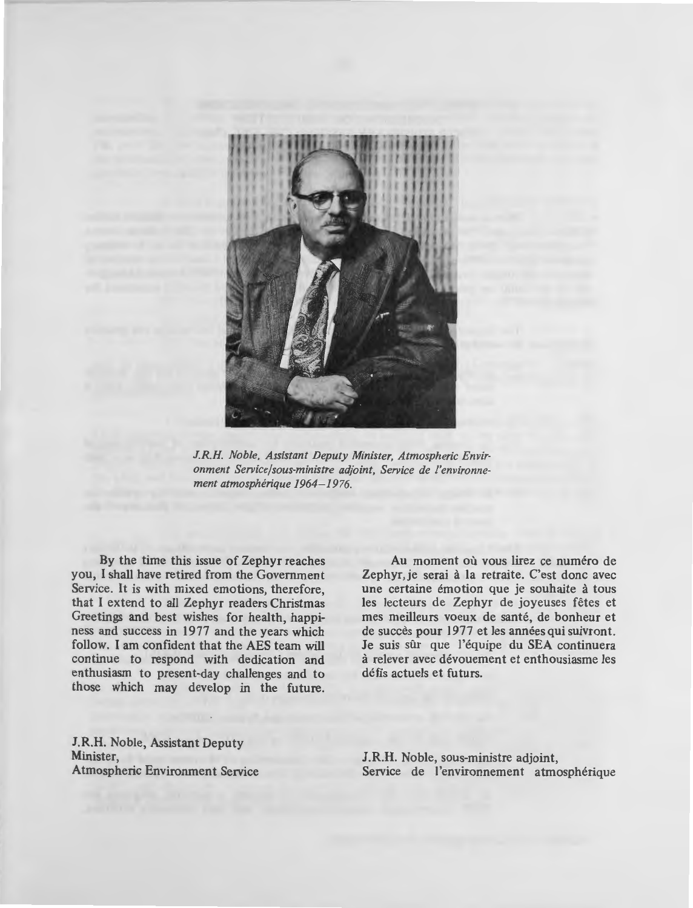*J.R.H. Noble, Assistant Deputy Minister, Atmospheric Environment Service/sous-ministre adjoint, Service de l'environnement atmosphérique 1964–1976.*

By the time this issue of Zephyr reaches you, I shall have retired from the Government Service. It is with mixed emotions, therefore, that I extend to all Zephyr readers Christmas Greetings and best wishes for health, happiness and success in 1977 and the years which follow. I am confident that the AES team will continue to respond with dedication and enthusiasm to present-day challenges and to those which may develop in the future.

J.R.H. Noble, Assistant Deputy Minister,
Atmospheric Environment Service

Au moment où vous lirez ce numéro de Zephyr, je serai à la retraite. C'est donc avec une certaine émotion que je souhaite à tous les lecteurs de Zephyr de joyeuses fêtes et mes meilleurs voeux de santé, de bonheur et de succès pour 1977 et les années qui suivront. Je suis sûr que l'équipe du SEA continuera à relever avec dévouement et enthousiasme les défis actuels et futurs.

J.R.H. Noble, sous-ministre adjoint,
Service de l'environnement atmosphérique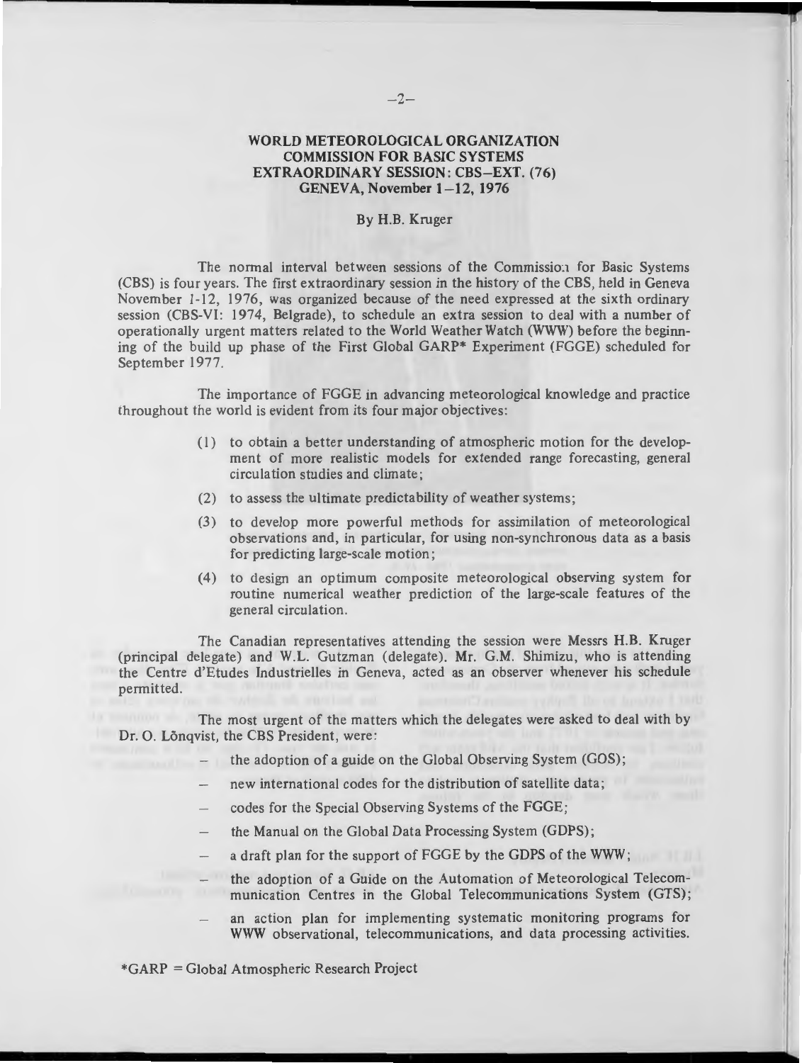## WORLD METEOROLOGICAL ORGANIZATION
## COMMISSION FOR BASIC SYSTEMS
## EXTRAORDINARY SESSION: CBS–EXT. (76)
## GENEVA, November 1–12, 1976

By H.B. Kruger

The normal interval between sessions of the Commission for Basic Systems (CBS) is four years. The first extraordinary session in the history of the CBS, held in Geneva November 1-12, 1976, was organized because of the need expressed at the sixth ordinary session (CBS-VI: 1974, Belgrade), to schedule an extra session to deal with a number of operationally urgent matters related to the World Weather Watch (WWW) before the beginning of the build up phase of the First Global GARP* Experiment (FGGE) scheduled for September 1977.

The importance of FGGE in advancing meteorological knowledge and practice throughout the world is evident from its four major objectives:

(1) to obtain a better understanding of atmospheric motion for the development of more realistic models for extended range forecasting, general circulation studies and climate;

(2) to assess the ultimate predictability of weather systems;

(3) to develop more powerful methods for assimilation of meteorological observations and, in particular, for using non-synchronous data as a basis for predicting large-scale motion;

(4) to design an optimum composite meteorological observing system for routine numerical weather prediction of the large-scale features of the general circulation.

The Canadian representatives attending the session were Messrs H.B. Kruger (principal delegate) and W.L. Gutzman (delegate). Mr. G.M. Shimizu, who is attending the Centre d'Etudes Industrielles in Geneva, acted as an observer whenever his schedule permitted.

The most urgent of the matters which the delegates were asked to deal with by Dr. O. Lõnqvist, the CBS President, were:

- the adoption of a guide on the Global Observing System (GOS);
- new international codes for the distribution of satellite data;
- codes for the Special Observing Systems of the FGGE;
- the Manual on the Global Data Processing System (GDPS);
- a draft plan for the support of FGGE by the GDPS of the WWW;
- the adoption of a Guide on the Automation of Meteorological Telecommunication Centres in the Global Telecommunications System (GTS);
- an action plan for implementing systematic monitoring programs for WWW observational, telecommunications, and data processing activities.

*GARP = Global Atmospheric Research Project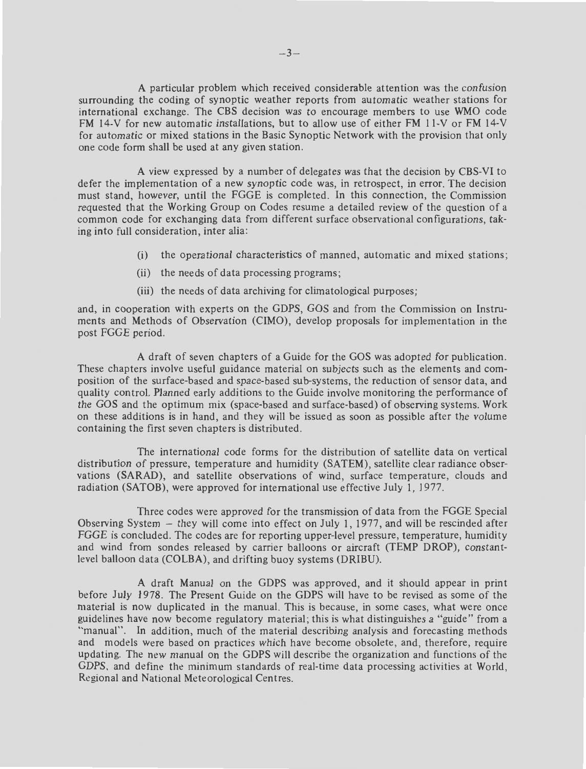A particular problem which received considerable attention was the confusion surrounding the coding of synoptic weather reports from automatic weather stations for international exchange. The CBS decision was to encourage members to use WMO code FM 14-V for new automatic installations, but to allow use of either FM 11-V or FM 14-V for automatic or mixed stations in the Basic Synoptic Network with the provision that only one code form shall be used at any given station.

A view expressed by a number of delegates was that the decision by CBS-VI to defer the implementation of a new synoptic code was, in retrospect, in error. The decision must stand, however, until the FGGE is completed. In this connection, the Commission requested that the Working Group on Codes resume a detailed review of the question of a common code for exchanging data from different surface observational configurations, taking into full consideration, inter alia:

(i) the operational characteristics of manned, automatic and mixed stations;

(ii) the needs of data processing programs;

(iii) the needs of data archiving for climatological purposes;

and, in cooperation with experts on the GDPS, GOS and from the Commission on Instruments and Methods of Observation (CIMO), develop proposals for implementation in the post FGGE period.

A draft of seven chapters of a Guide for the GOS was adopted for publication. These chapters involve useful guidance material on subjects such as the elements and composition of the surface-based and space-based sub-systems, the reduction of sensor data, and quality control. Planned early additions to the Guide involve monitoring the performance of the GOS and the optimum mix (space-based and surface-based) of observing systems. Work on these additions is in hand, and they will be issued as soon as possible after the volume containing the first seven chapters is distributed.

The international code forms for the distribution of satellite data on vertical distribution of pressure, temperature and humidity (SATEM), satellite clear radiance observations (SARAD), and satellite observations of wind, surface temperature, clouds and radiation (SATOB), were approved for international use effective July 1, 1977.

Three codes were approved for the transmission of data from the FGGE Special Observing System – they will come into effect on July 1, 1977, and will be rescinded after FGGE is concluded. The codes are for reporting upper-level pressure, temperature, humidity and wind from sondes released by carrier balloons or aircraft (TEMP DROP), constant-level balloon data (COLBA), and drifting buoy systems (DRIBU).

A draft Manual on the GDPS was approved, and it should appear in print before July 1978. The Present Guide on the GDPS will have to be revised as some of the material is now duplicated in the manual. This is because, in some cases, what were once guidelines have now become regulatory material; this is what distinguishes a "guide" from a "manual". In addition, much of the material describing analysis and forecasting methods and models were based on practices which have become obsolete, and, therefore, require updating. The new manual on the GDPS will describe the organization and functions of the GDPS, and define the minimum standards of real-time data processing activities at World, Regional and National Meteorological Centres.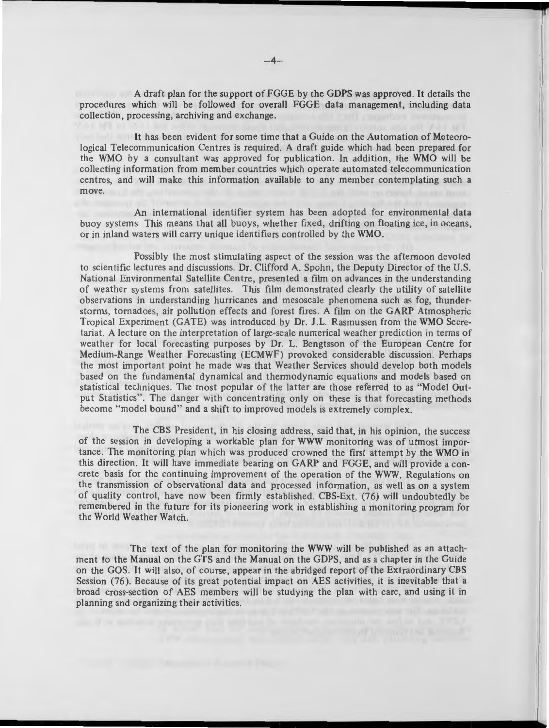A draft plan for the support of FGGE by the GDPS was approved. It details the procedures which will be followed for overall FGGE data management, including data collection, processing, archiving and exchange.

It has been evident for some time that a Guide on the Automation of Meteorological Telecommunication Centres is required. A draft guide which had been prepared for the WMO by a consultant was approved for publication. In addition, the WMO will be collecting information from member countries which operate automated telecommunication centres, and will make this information available to any member contemplating such a move.

An international identifier system has been adopted for environmental data buoy systems. This means that all buoys, whether fixed, drifting on floating ice, in oceans, or in inland waters will carry unique identifiers controlled by the WMO.

Possibly the most stimulating aspect of the session was the afternoon devoted to scientific lectures and discussions. Dr. Clifford A. Spohn, the Deputy Director of the U.S. National Environmental Satellite Centre, presented a film on advances in the understanding of weather systems from satellites. This film demonstrated clearly the utility of satellite observations in understanding hurricanes and mesoscale phenomena such as fog, thunderstorms, tornadoes, air pollution effects and forest fires. A film on the GARP Atmospheric Tropical Experiment (GATE) was introduced by Dr. J.L. Rasmussen from the WMO Secretariat. A lecture on the interpretation of large-scale numerical weather prediction in terms of weather for local forecasting purposes by Dr. L. Bengtsson of the European Centre for Medium-Range Weather Forecasting (ECMWF) provoked considerable discussion. Perhaps the most important point he made was that Weather Services should develop both models based on the fundamental dynamical and thermodynamic equations and models based on statistical techniques. The most popular of the latter are those referred to as "Model Output Statistics". The danger with concentrating only on these is that forecasting methods become "model bound" and a shift to improved models is extremely complex.

The CBS President, in his closing address, said that, in his opinion, the success of the session in developing a workable plan for WWW monitoring was of utmost importance. The monitoring plan which was produced crowned the first attempt by the WMO in this direction. It will have immediate bearing on GARP and FGGE, and will provide a concrete basis for the continuing improvement of the operation of the WWW. Regulations on the transmission of observational data and processed information, as well as on a system of quality control, have now been firmly established. CBS-Ext. (76) will undoubtedly be remembered in the future for its pioneering work in establishing a monitoring program for the World Weather Watch.

The text of the plan for monitoring the WWW will be published as an attachment to the Manual on the GTS and the Manual on the GDPS, and as a chapter in the Guide on the GOS. It will also, of course, appear in the abridged report of the Extraordinary CBS Session (76). Because of its great potential impact on AES activities, it is inevitable that a broad cross-section of AES members will be studying the plan with care, and using it in planning and organizing their activities.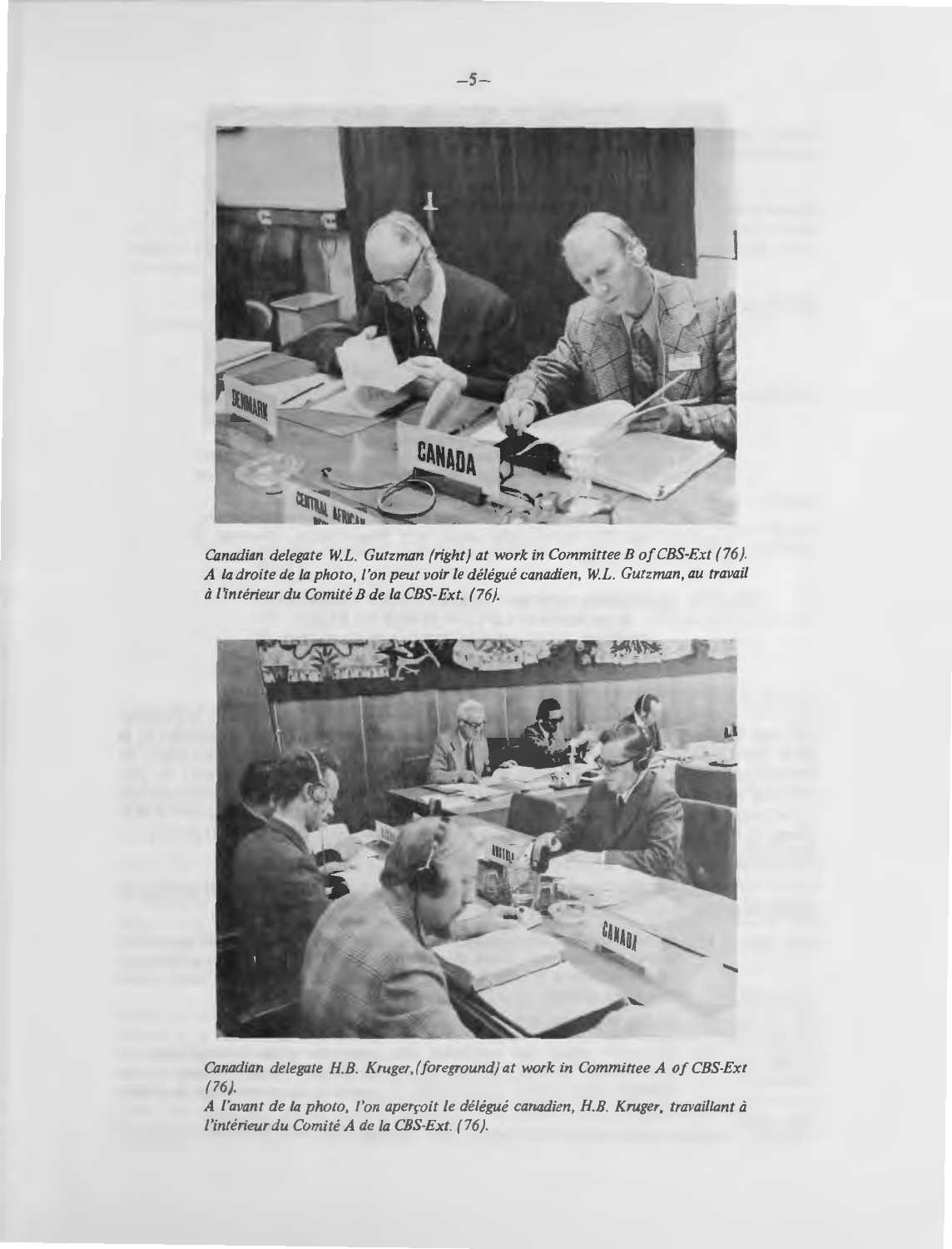*Canadian delegate W.L. Gutzman (right) at work in Committee B of CBS-Ext (76).*
*A la droite de la photo, l'on peut voir le délégué canadien, W.L. Gutzman, au travail à l'intérieur du Comité B de la CBS-Ext. (76).*

*Canadian delegate H.B. Kruger, (foreground) at work in Committee A of CBS-Ext (76).*
*A l'avant de la photo, l'on aperçoit le délégué canadien, H.B. Kruger, travaillant à l'intérieur du Comité A de la CBS-Ext. (76).*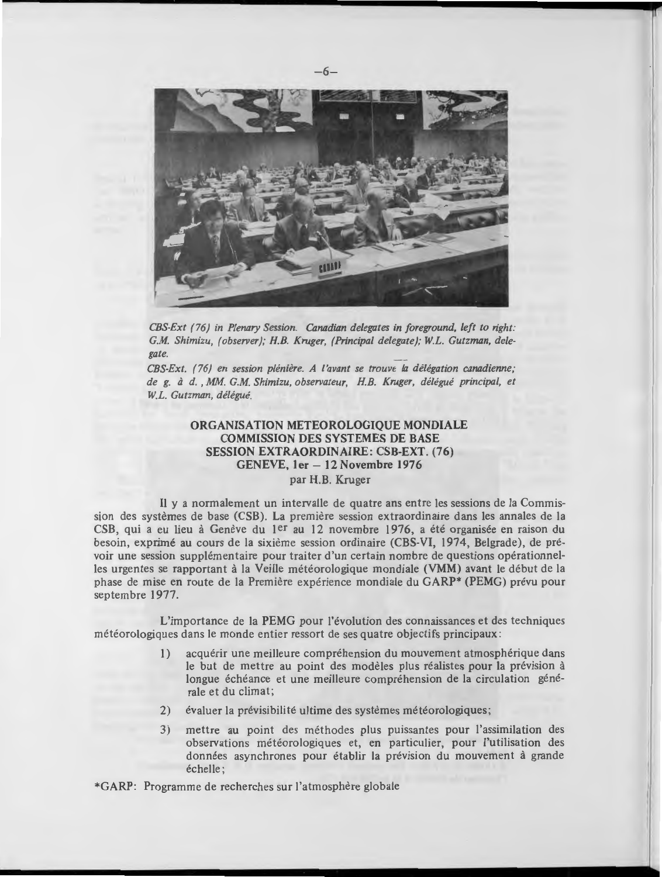*CBS-Ext (76) in Plenary Session. Canadian delegates in foreground, left to right: G.M. Shimizu, (observer); H.B. Kruger, (Principal delegate); W.L. Gutzman, delegate.*

*CBS-Ext. (76) en session plénière. A l'avant se trouve la délégation canadienne; de g. à d., MM. G.M. Shimizu, observateur, H.B. Kruger, délégué principal, et W.L. Gutzman, délégué.*

## ORGANISATION METEOROLOGIQUE MONDIALE
## COMMISSION DES SYSTEMES DE BASE
## SESSION EXTRAORDINAIRE: CSB-EXT. (76)
## GENEVE, 1er – 12 Novembre 1976

par H.B. Kruger

Il y a normalement un intervalle de quatre ans entre les sessions de la Commission des systèmes de base (CSB). La première session extraordinaire dans les annales de la CSB, qui a eu lieu à Genève du 1[er] au 12 novembre 1976, a été organisée en raison du besoin, exprimé au cours de la sixième session ordinaire (CBS-VI, 1974, Belgrade), de prévoir une session supplémentaire pour traiter d'un certain nombre de questions opérationnelles urgentes se rapportant à la Veille météorologique mondiale (VMM) avant le début de la phase de mise en route de la Première expérience mondiale du GARP* (PEMG) prévu pour septembre 1977.

L'importance de la PEMG pour l'évolution des connaissances et des techniques météorologiques dans le monde entier ressort de ses quatre objectifs principaux:

1) acquérir une meilleure compréhension du mouvement atmosphérique dans le but de mettre au point des modèles plus réalistes pour la prévision à longue échéance et une meilleure compréhension de la circulation générale et du climat;
2) évaluer la prévisibilité ultime des systèmes météorologiques;
3) mettre au point des méthodes plus puissantes pour l'assimilation des observations météorologiques et, en particulier, pour l'utilisation des données asynchrones pour établir la prévision du mouvement à grande échelle;

*GARP: Programme de recherches sur l'atmosphère globale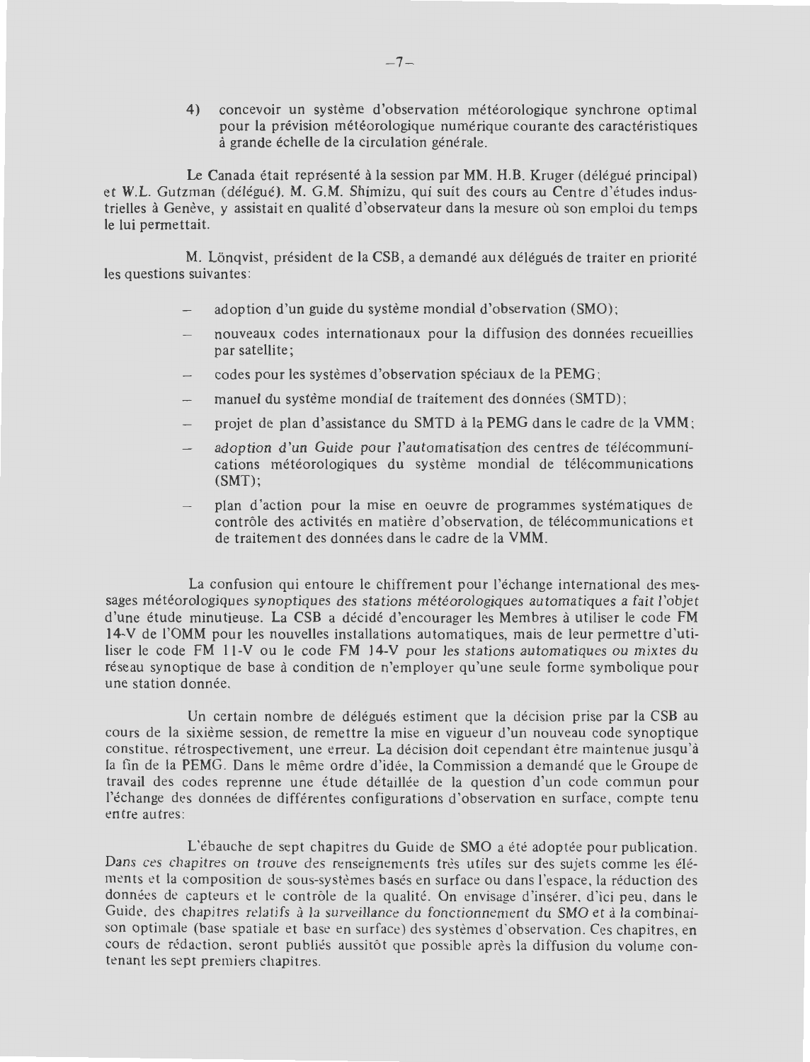4) concevoir un système d'observation météorologique synchrone optimal pour la prévision météorologique numérique courante des caractéristiques à grande échelle de la circulation générale.

Le Canada était représenté à la session par MM. H.B. Kruger (délégué principal) et W.L. Gutzman (délégué). M. G.M. Shimizu, qui suit des cours au Centre d'études industrielles à Genève, y assistait en qualité d'observateur dans la mesure où son emploi du temps le lui permettait.

M. Lönqvist, président de la CSB, a demandé aux délégués de traiter en priorité les questions suivantes:

- adoption d'un guide du système mondial d'observation (SMO);
- nouveaux codes internationaux pour la diffusion des données recueillies par satellite;
- codes pour les systèmes d'observation spéciaux de la PEMG;
- manuel du système mondial de traitement des données (SMTD);
- projet de plan d'assistance du SMTD à la PEMG dans le cadre de la VMM;
- adoption d'un Guide pour l'automatisation des centres de télécommunications météorologiques du système mondial de télécommunications (SMT);
- plan d'action pour la mise en oeuvre de programmes systématiques de contrôle des activités en matière d'observation, de télécommunications et de traitement des données dans le cadre de la VMM.

La confusion qui entoure le chiffrement pour l'échange international des messages météorologiques synoptiques des stations météorologiques automatiques a fait l'objet d'une étude minutieuse. La CSB a décidé d'encourager les Membres à utiliser le code FM 14-V de l'OMM pour les nouvelles installations automatiques, mais de leur permettre d'utiliser le code FM 11-V ou le code FM 14-V pour les stations automatiques ou mixtes du réseau synoptique de base à condition de n'employer qu'une seule forme symbolique pour une station donnée.

Un certain nombre de délégués estiment que la décision prise par la CSB au cours de la sixième session, de remettre la mise en vigueur d'un nouveau code synoptique constitue, rétrospectivement, une erreur. La décision doit cependant être maintenue jusqu'à la fin de la PEMG. Dans le même ordre d'idée, la Commission a demandé que le Groupe de travail des codes reprenne une étude détaillée de la question d'un code commun pour l'échange des données de différentes configurations d'observation en surface, compte tenu entre autres:

L'ébauche de sept chapitres du Guide de SMO a été adoptée pour publication. Dans ces chapitres on trouve des renseignements très utiles sur des sujets comme les éléments et la composition de sous-systèmes basés en surface ou dans l'espace, la réduction des données de capteurs et le contrôle de la qualité. On envisage d'insérer, d'ici peu, dans le Guide, des chapitres relatifs à la surveillance du fonctionnement du SMO et à la combinaison optimale (base spatiale et base en surface) des systèmes d'observation. Ces chapitres, en cours de rédaction, seront publiés aussitôt que possible après la diffusion du volume contenant les sept premiers chapitres.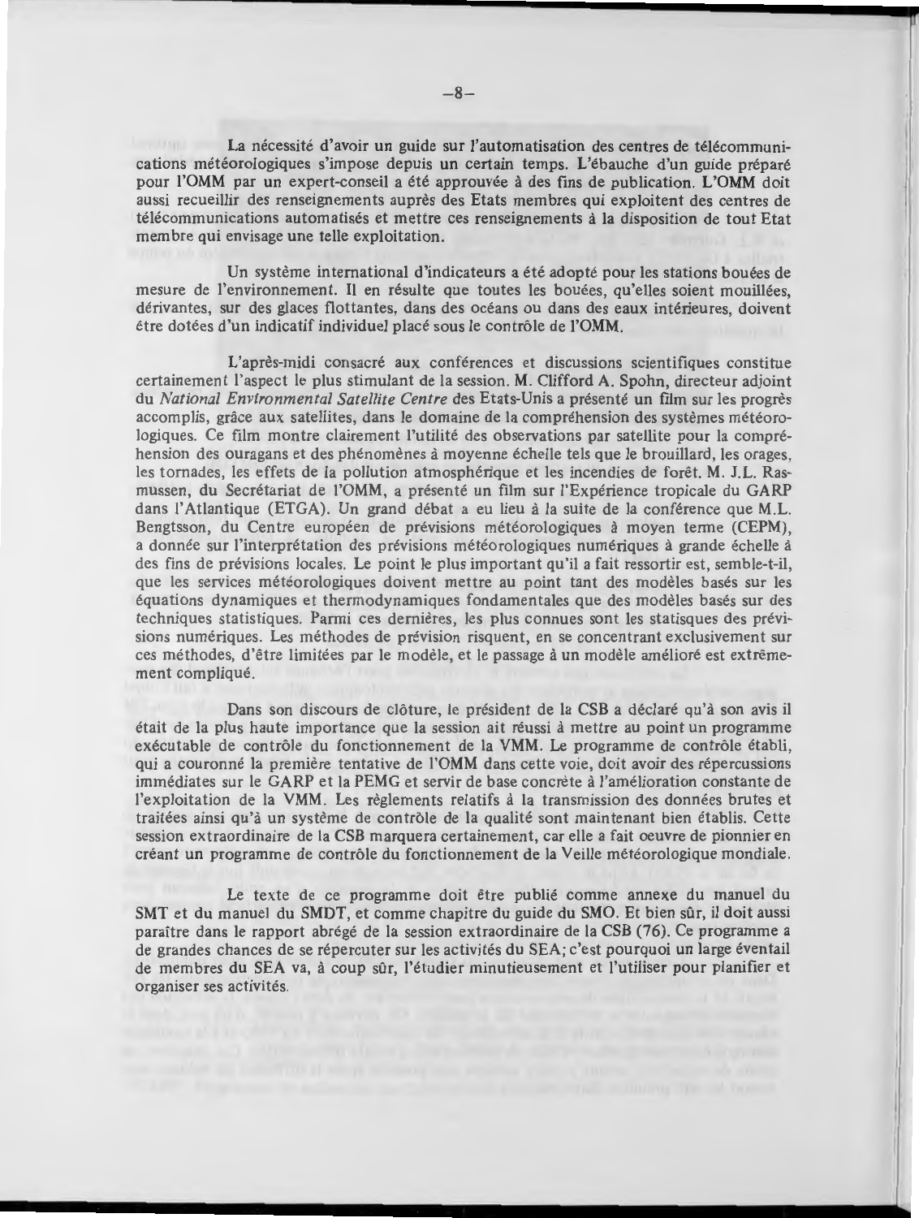La nécessité d'avoir un guide sur l'automatisation des centres de télécommunications météorologiques s'impose depuis un certain temps. L'ébauche d'un guide préparé pour l'OMM par un expert-conseil a été approuvée à des fins de publication. L'OMM doit aussi recueillir des renseignements auprès des Etats membres qui exploitent des centres de télécommunications automatisés et mettre ces renseignements à la disposition de tout Etat membre qui envisage une telle exploitation.

Un système international d'indicateurs a été adopté pour les stations bouées de mesure de l'environnement. Il en résulte que toutes les bouées, qu'elles soient mouillées, dérivantes, sur des glaces flottantes, dans des océans ou dans des eaux intérieures, doivent être dotées d'un indicatif individuel placé sous le contrôle de l'OMM.

L'après-midi consacré aux conférences et discussions scientifiques constitue certainement l'aspect le plus stimulant de la session. M. Clifford A. Spohn, directeur adjoint du *National Environmental Satellite Centre* des Etats-Unis a présenté un film sur les progrès accomplis, grâce aux satellites, dans le domaine de la compréhension des systèmes météorologiques. Ce film montre clairement l'utilité des observations par satellite pour la compréhension des ouragans et des phénomènes à moyenne échelle tels que le brouillard, les orages, les tornades, les effets de la pollution atmosphérique et les incendies de forêt. M. J.L. Rasmussen, du Secrétariat de l'OMM, a présenté un film sur l'Expérience tropicale du GARP dans l'Atlantique (ETGA). Un grand débat a eu lieu à la suite de la conférence que M.L. Bengtsson, du Centre européen de prévisions météorologiques à moyen terme (CEPM), a donnée sur l'interprétation des prévisions météorologiques numériques à grande échelle à des fins de prévisions locales. Le point le plus important qu'il a fait ressortir est, semble-t-il, que les services météorologiques doivent mettre au point tant des modèles basés sur les équations dynamiques et thermodynamiques fondamentales que des modèles basés sur des techniques statistiques. Parmi ces dernières, les plus connues sont les statisques des prévisions numériques. Les méthodes de prévision risquent, en se concentrant exclusivement sur ces méthodes, d'être limitées par le modèle, et le passage à un modèle amélioré est extrêmement compliqué.

Dans son discours de clôture, le président de la CSB a déclaré qu'à son avis il était de la plus haute importance que la session ait réussi à mettre au point un programme exécutable de contrôle du fonctionnement de la VMM. Le programme de contrôle établi, qui a couronné la première tentative de l'OMM dans cette voie, doit avoir des répercussions immédiates sur le GARP et la PEMG et servir de base concrète à l'amélioration constante de l'exploitation de la VMM. Les règlements relatifs à la transmission des données brutes et traitées ainsi qu'à un système de contrôle de la qualité sont maintenant bien établis. Cette session extraordinaire de la CSB marquera certainement, car elle a fait oeuvre de pionnier en créant un programme de contrôle du fonctionnement de la Veille météorologique mondiale.

Le texte de ce programme doit être publié comme annexe du manuel du SMT et du manuel du SMDT, et comme chapitre du guide du SMO. Et bien sûr, il doit aussi paraître dans le rapport abrégé de la session extraordinaire de la CSB (76). Ce programme a de grandes chances de se répercuter sur les activités du SEA; c'est pourquoi un large éventail de membres du SEA va, à coup sûr, l'étudier minutieusement et l'utiliser pour planifier et organiser ses activités.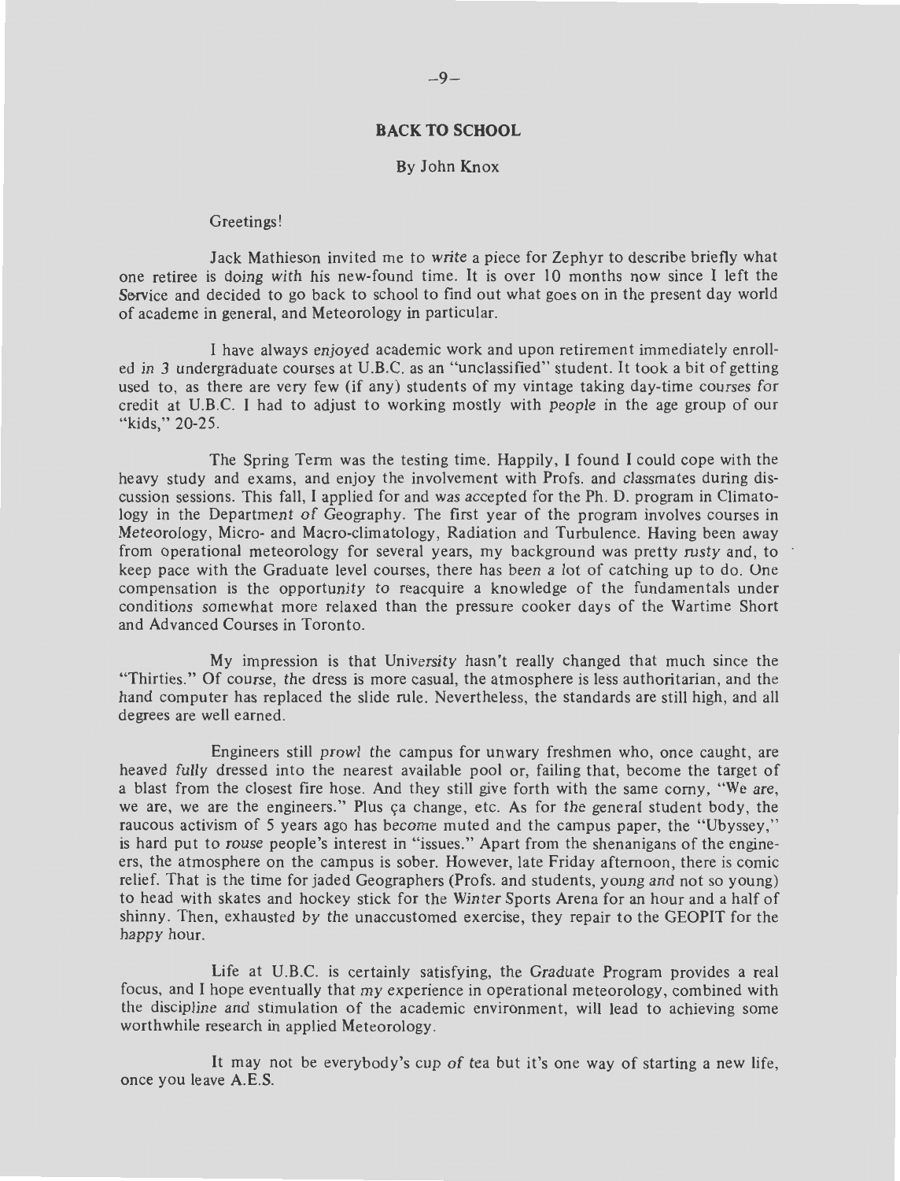## BACK TO SCHOOL

By John Knox

Greetings!

Jack Mathieson invited me to write a piece for Zephyr to describe briefly what one retiree is doing with his new-found time. It is over 10 months now since I left the Service and decided to go back to school to find out what goes on in the present day world of academe in general, and Meteorology in particular.

I have always enjoyed academic work and upon retirement immediately enrolled in 3 undergraduate courses at U.B.C. as an "unclassified" student. It took a bit of getting used to, as there are very few (if any) students of my vintage taking day-time courses for credit at U.B.C. I had to adjust to working mostly with people in the age group of our "kids," 20-25.

The Spring Term was the testing time. Happily, I found I could cope with the heavy study and exams, and enjoy the involvement with Profs. and classmates during discussion sessions. This fall, I applied for and was accepted for the Ph. D. program in Climatology in the Department of Geography. The first year of the program involves courses in Meteorology, Micro- and Macro-climatology, Radiation and Turbulence. Having been away from operational meteorology for several years, my background was pretty rusty and, to keep pace with the Graduate level courses, there has been a lot of catching up to do. One compensation is the opportunity to reacquire a knowledge of the fundamentals under conditions somewhat more relaxed than the pressure cooker days of the Wartime Short and Advanced Courses in Toronto.

My impression is that University hasn't really changed that much since the "Thirties." Of course, the dress is more casual, the atmosphere is less authoritarian, and the hand computer has replaced the slide rule. Nevertheless, the standards are still high, and all degrees are well earned.

Engineers still prowl the campus for unwary freshmen who, once caught, are heaved fully dressed into the nearest available pool or, failing that, become the target of a blast from the closest fire hose. And they still give forth with the same corny, "We are, we are, we are the engineers." Plus ça change, etc. As for the general student body, the raucous activism of 5 years ago has become muted and the campus paper, the "Ubyssey," is hard put to rouse people's interest in "issues." Apart from the shenanigans of the engineers, the atmosphere on the campus is sober. However, late Friday afternoon, there is comic relief. That is the time for jaded Geographers (Profs. and students, young and not so young) to head with skates and hockey stick for the Winter Sports Arena for an hour and a half of shinny. Then, exhausted by the unaccustomed exercise, they repair to the GEOPIT for the happy hour.

Life at U.B.C. is certainly satisfying, the Graduate Program provides a real focus, and I hope eventually that my experience in operational meteorology, combined with the discipline and stimulation of the academic environment, will lead to achieving some worthwhile research in applied Meteorology.

It may not be everybody's cup of tea but it's one way of starting a new life, once you leave A.E.S.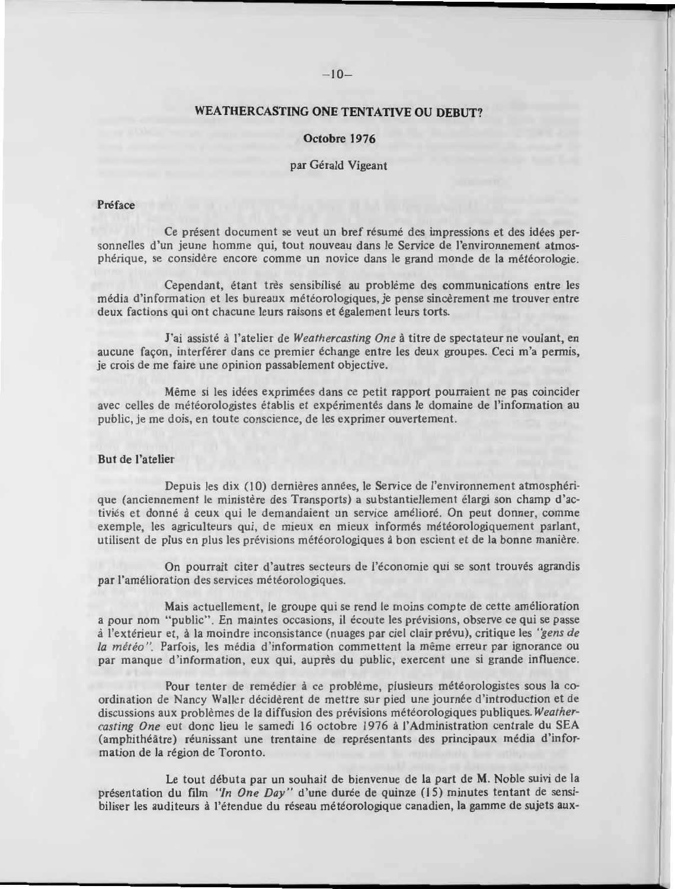## WEATHERCASTING ONE TENTATIVE OU DEBUT?

**Octobre 1976**

par Gérald Vigeant

### Préface

Ce présent document se veut un bref résumé des impressions et des idées personnelles d'un jeune homme qui, tout nouveau dans le Service de l'environnement atmosphérique, se considère encore comme un novice dans le grand monde de la météorologie.

Cependant, étant très sensibilisé au problème des communications entre les média d'information et les bureaux météorologiques, je pense sincèrement me trouver entre deux factions qui ont chacune leurs raisons et également leurs torts.

J'ai assisté à l'atelier de *Weathercasting One* à titre de spectateur ne voulant, en aucune façon, interférer dans ce premier échange entre les deux groupes. Ceci m'a permis, je crois de me faire une opinion passablement objective.

Même si les idées exprimées dans ce petit rapport pourraient ne pas coincider avec celles de météorologistes établis et expérimentés dans le domaine de l'information au public, je me dois, en toute conscience, de les exprimer ouvertement.

### But de l'atelier

Depuis les dix (10) dernières années, le Service de l'environnement atmosphérique (anciennement le ministère des Transports) a substantiellement élargi son champ d'activiés et donné à ceux qui le demandaient un service amélioré. On peut donner, comme exemple, les agriculteurs qui, de mieux en mieux informés météorologiquement parlant, utilisent de plus en plus les prévisions météorologiques à bon escient et de la bonne manière.

On pourrait citer d'autres secteurs de l'économie qui se sont trouvés agrandis par l'amélioration des services météorologiques.

Mais actuellement, le groupe qui se rend le moins compte de cette amélioration a pour nom "public". En maintes occasions, il écoute les prévisions, observe ce qui se passe à l'extérieur et, à la moindre inconsistance (nuages par ciel clair prévu), critique les *"gens de la météo"*. Parfois, les média d'information commettent la même erreur par ignorance ou par manque d'information, eux qui, auprès du public, exercent une si grande influence.

Pour tenter de remédier à ce problème, plusieurs météorologistes sous la coordination de Nancy Waller décidèrent de mettre sur pied une journée d'introduction et de discussions aux problèmes de la diffusion des prévisions météorologiques publiques. *Weathercasting One* eut donc lieu le samedi 16 octobre 1976 à l'Administration centrale du SEA (amphithéâtre) réunissant une trentaine de représentants des principaux média d'information de la région de Toronto.

Le tout débuta par un souhait de bienvenue de la part de M. Noble suivi de la présentation du film *"In One Day"* d'une durée de quinze (15) minutes tentant de sensibiliser les auditeurs à l'étendue du réseau météorologique canadien, la gamme de sujets aux-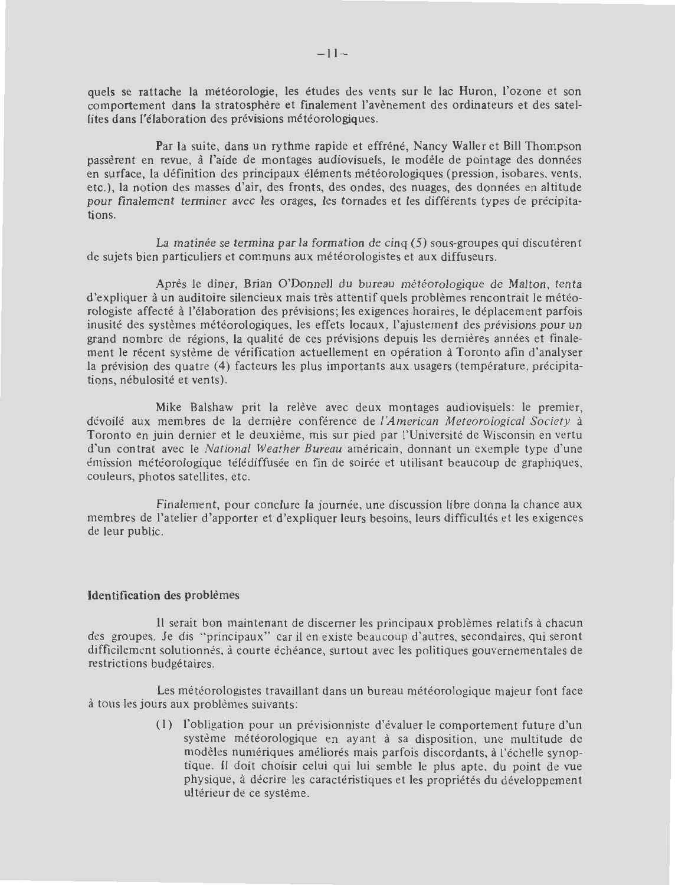quels se rattache la météorologie, les études des vents sur le lac Huron, l'ozone et son comportement dans la stratosphère et finalement l'avènement des ordinateurs et des satellites dans l'élaboration des prévisions météorologiques.

Par la suite, dans un rythme rapide et effréné, Nancy Waller et Bill Thompson passèrent en revue, à l'aide de montages audiovisuels, le modèle de pointage des données en surface, la définition des principaux éléments météorologiques (pression, isobares, vents, etc.), la notion des masses d'air, des fronts, des ondes, des nuages, des données en altitude pour finalement terminer avec les orages, les tornades et les différents types de précipitations.

La matinée se termina par la formation de cinq (5) sous-groupes qui discutèrent de sujets bien particuliers et communs aux météorologistes et aux diffuseurs.

Après le dîner, Brian O'Donnell du bureau météorologique de Malton, tenta d'expliquer à un auditoire silencieux mais très attentif quels problèmes rencontrait le météorologiste affecté à l'élaboration des prévisions; les exigences horaires, le déplacement parfois inusité des systèmes météorologiques, les effets locaux, l'ajustement des prévisions pour un grand nombre de régions, la qualité de ces prévisions depuis les dernières années et finalement le récent système de vérification actuellement en opération à Toronto afin d'analyser la prévision des quatre (4) facteurs les plus importants aux usagers (température, précipitations, nébulosité et vents).

Mike Balshaw prit la relève avec deux montages audiovisuels: le premier, dévoilé aux membres de la dernière conférence de *l'American Meteorological Society* à Toronto en juin dernier et le deuxième, mis sur pied par l'Université de Wisconsin en vertu d'un contrat avec le *National Weather Bureau* américain, donnant un exemple type d'une émission météorologique télédiffusée en fin de soirée et utilisant beaucoup de graphiques, couleurs, photos satellites, etc.

Finalement, pour conclure la journée, une discussion libre donna la chance aux membres de l'atelier d'apporter et d'expliquer leurs besoins, leurs difficultés et les exigences de leur public.

### Identification des problèmes

Il serait bon maintenant de discerner les principaux problèmes relatifs à chacun des groupes. Je dis "principaux" car il en existe beaucoup d'autres, secondaires, qui seront difficilement solutionnés, à courte échéance, surtout avec les politiques gouvernementales de restrictions budgétaires.

Les météorologistes travaillant dans un bureau météorologique majeur font face à tous les jours aux problèmes suivants:

(1) l'obligation pour un prévisionniste d'évaluer le comportement future d'un système météorologique en ayant à sa disposition, une multitude de modèles numériques améliorés mais parfois discordants, à l'échelle synoptique. Il doit choisir celui qui lui semble le plus apte, du point de vue physique, à décrire les caractéristiques et les propriétés du développement ultérieur de ce système.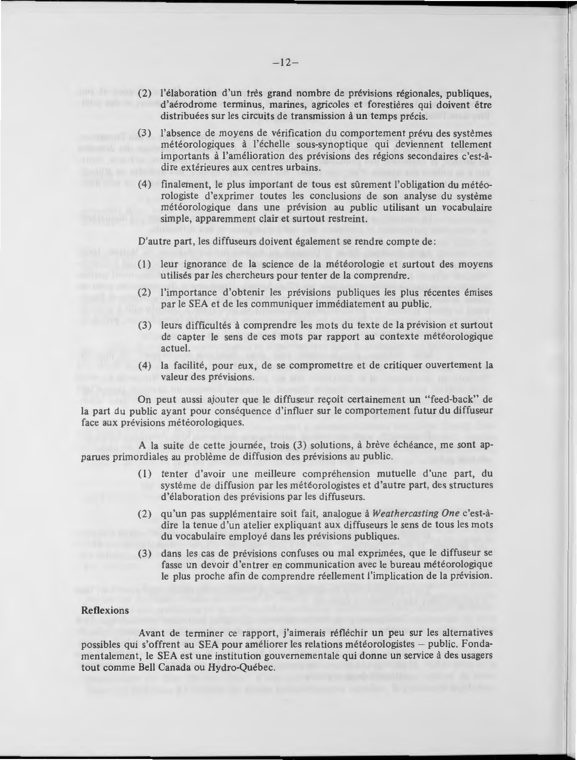(2) l'élaboration d'un très grand nombre de prévisions régionales, publiques, d'aérodrome terminus, marines, agricoles et forestières qui doivent être distribuées sur les circuits de transmission à un temps précis.

(3) l'absence de moyens de vérification du comportement prévu des systèmes météorologiques à l'échelle sous-synoptique qui deviennent tellement importants à l'amélioration des prévisions des régions secondaires c'est-à-dire extérieures aux centres urbains.

(4) finalement, le plus important de tous est sûrement l'obligation du météorologiste d'exprimer toutes les conclusions de son analyse du système météorologique dans une prévision au public utilisant un vocabulaire simple, apparemment clair et surtout restreint.

D'autre part, les diffuseurs doivent également se rendre compte de:

(1) leur ignorance de la science de la météorologie et surtout des moyens utilisés par les chercheurs pour tenter de la comprendre.

(2) l'importance d'obtenir les prévisions publiques les plus récentes émises par le SEA et de les communiquer immédiatement au public.

(3) leurs difficultés à comprendre les mots du texte de la prévision et surtout de capter le sens de ces mots par rapport au contexte météorologique actuel.

(4) la facilité, pour eux, de se compromettre et de critiquer ouvertement la valeur des prévisions.

On peut aussi ajouter que le diffuseur reçoit certainement un "feed-back" de la part du public ayant pour conséquence d'influer sur le comportement futur du diffuseur face aux prévisions météorologiques.

A la suite de cette journée, trois (3) solutions, à brève échéance, me sont apparues primordiales au problème de diffusion des prévisions au public.

(1) tenter d'avoir une meilleure compréhension mutuelle d'une part, du système de diffusion par les météorologistes et d'autre part, des structures d'élaboration des prévisions par les diffuseurs.

(2) qu'un pas supplémentaire soit fait, analogue à *Weathercasting One* c'est-à-dire la tenue d'un atelier expliquant aux diffuseurs le sens de tous les mots du vocabulaire employé dans les prévisions publiques.

(3) dans les cas de prévisions confuses ou mal exprimées, que le diffuseur se fasse un devoir d'entrer en communication avec le bureau météorologique le plus proche afin de comprendre réellement l'implication de la prévision.

**Reflexions**

Avant de terminer ce rapport, j'aimerais réfléchir un peu sur les alternatives possibles qui s'offrent au SEA pour améliorer les relations météorologistes – public. Fondamentalement, le SEA est une institution gouvernementale qui donne un service à des usagers tout comme Bell Canada ou Hydro-Québec.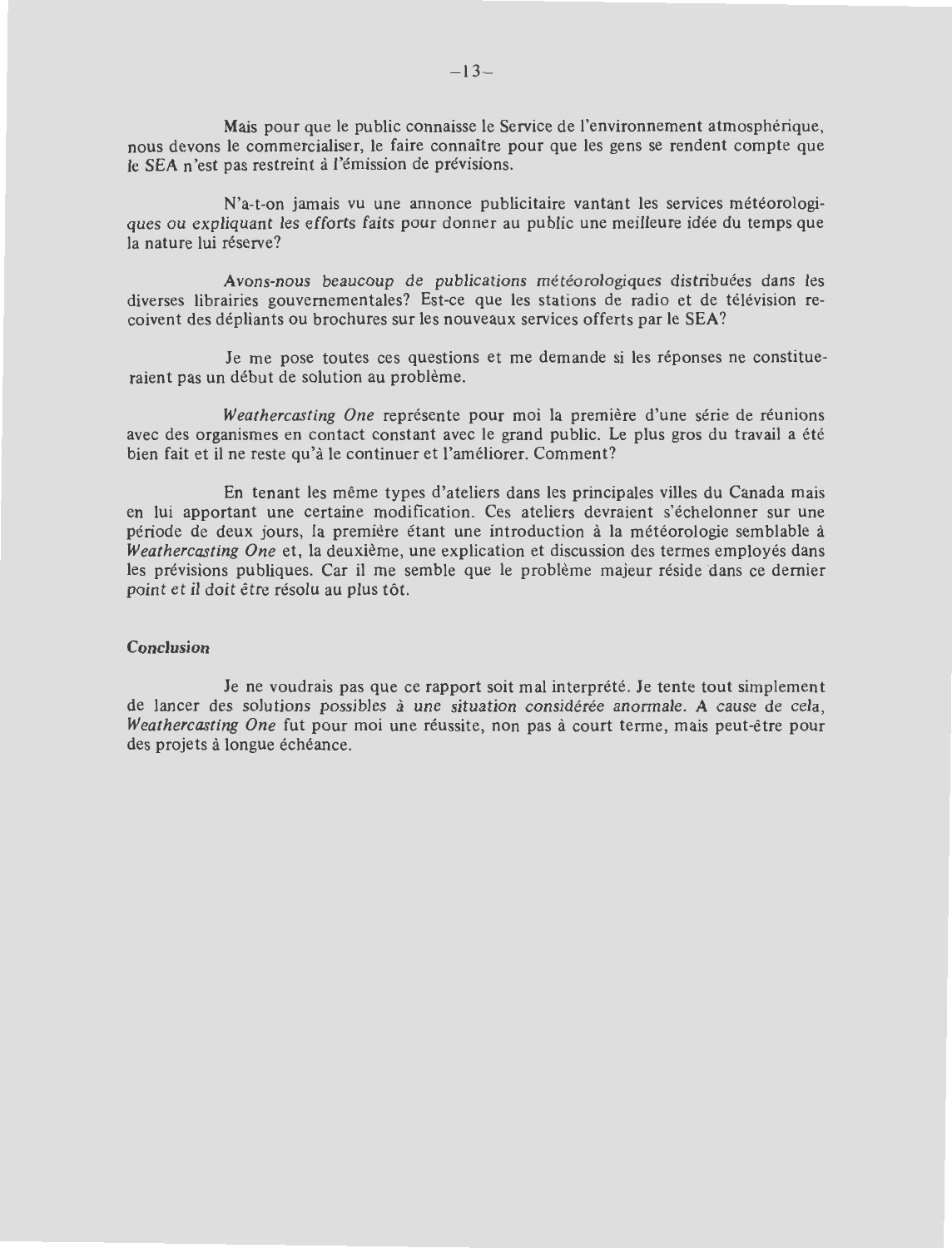Mais pour que le public connaisse le Service de l'environnement atmosphérique, nous devons le commercialiser, le faire connaître pour que les gens se rendent compte que le SEA n'est pas restreint à l'émission de prévisions.

N'a-t-on jamais vu une annonce publicitaire vantant les services météorologiques ou expliquant les efforts faits pour donner au public une meilleure idée du temps que la nature lui réserve?

Avons-nous beaucoup de publications météorologiques distribuées dans les diverses librairies gouvernementales? Est-ce que les stations de radio et de télévision reçoivent des dépliants ou brochures sur les nouveaux services offerts par le SEA?

Je me pose toutes ces questions et me demande si les réponses ne constitueraient pas un début de solution au problème.

*Weathercasting One* représente pour moi la première d'une série de réunions avec des organismes en contact constant avec le grand public. Le plus gros du travail a été bien fait et il ne reste qu'à le continuer et l'améliorer. Comment?

En tenant les même types d'ateliers dans les principales villes du Canada mais en lui apportant une certaine modification. Ces ateliers devraient s'échelonner sur une période de deux jours, la première étant une introduction à la météorologie semblable à *Weathercasting One* et, la deuxième, une explication et discussion des termes employés dans les prévisions publiques. Car il me semble que le problème majeur réside dans ce dernier point et il doit être résolu au plus tôt.

**Conclusion**

Je ne voudrais pas que ce rapport soit mal interprété. Je tente tout simplement de lancer des solutions possibles à une situation considérée anormale. A cause de cela, *Weathercasting One* fut pour moi une réussite, non pas à court terme, mais peut-être pour des projets à longue échéance.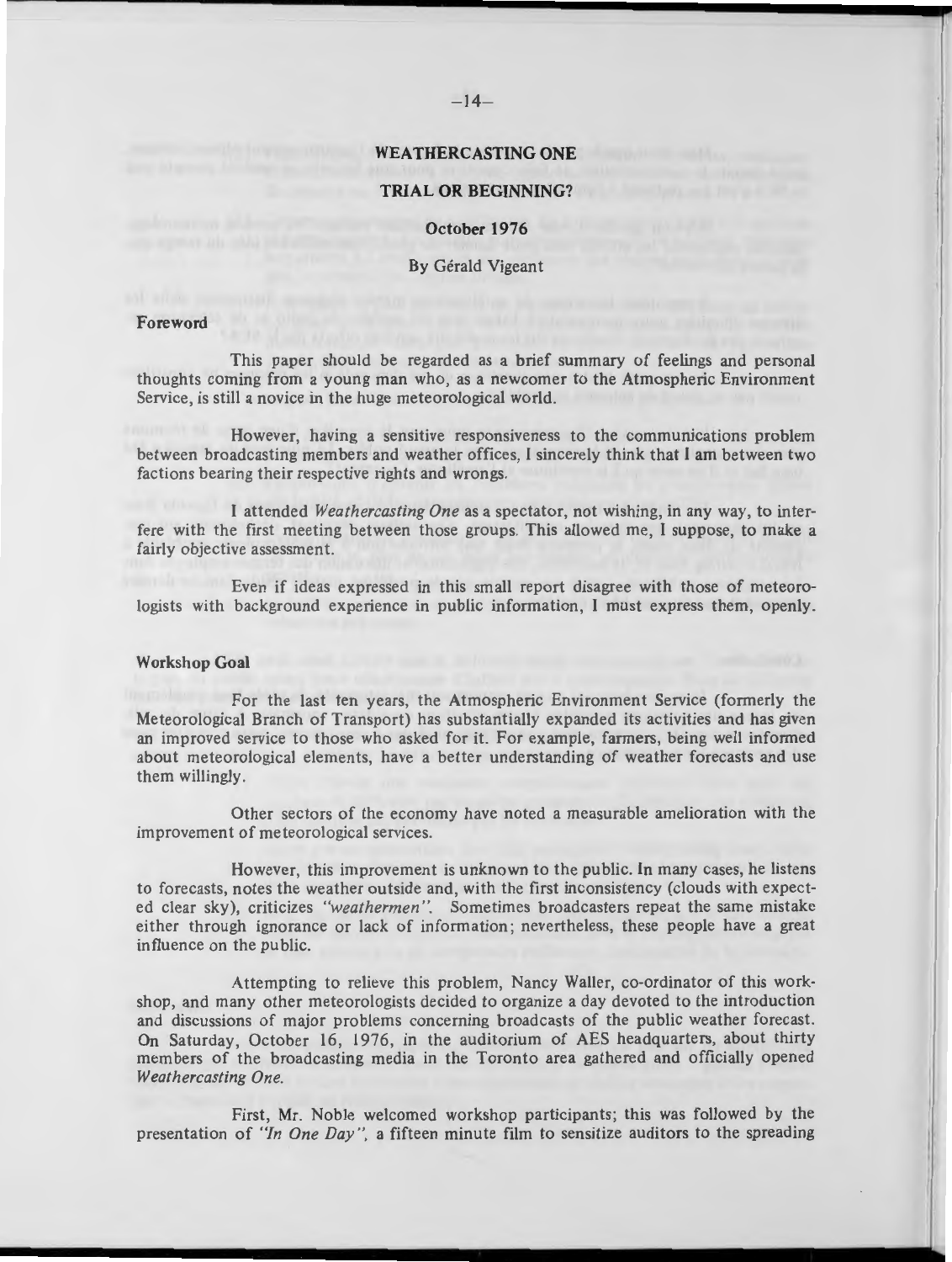# WEATHERCASTING ONE

## TRIAL OR BEGINNING?

**October 1976**

By Gérald Vigeant

### Foreword

This paper should be regarded as a brief summary of feelings and personal thoughts coming from a young man who, as a newcomer to the Atmospheric Environment Service, is still a novice in the huge meteorological world.

However, having a sensitive responsiveness to the communications problem between broadcasting members and weather offices, I sincerely think that I am between two factions bearing their respective rights and wrongs.

I attended *Weathercasting One* as a spectator, not wishing, in any way, to interfere with the first meeting between those groups. This allowed me, I suppose, to make a fairly objective assessment.

Even if ideas expressed in this small report disagree with those of meteorologists with background experience in public information, I must express them, openly.

### Workshop Goal

For the last ten years, the Atmospheric Environment Service (formerly the Meteorological Branch of Transport) has substantially expanded its activities and has given an improved service to those who asked for it. For example, farmers, being well informed about meteorological elements, have a better understanding of weather forecasts and use them willingly.

Other sectors of the economy have noted a measurable amelioration with the improvement of meteorological services.

However, this improvement is unknown to the public. In many cases, he listens to forecasts, notes the weather outside and, with the first inconsistency (clouds with expected clear sky), criticizes *"weathermen"*. Sometimes broadcasters repeat the same mistake either through ignorance or lack of information; nevertheless, these people have a great influence on the public.

Attempting to relieve this problem, Nancy Waller, co-ordinator of this workshop, and many other meteorologists decided to organize a day devoted to the introduction and discussions of major problems concerning broadcasts of the public weather forecast. On Saturday, October 16, 1976, in the auditorium of AES headquarters, about thirty members of the broadcasting media in the Toronto area gathered and officially opened *Weathercasting One.*

First, Mr. Noble welcomed workshop participants; this was followed by the presentation of *"In One Day"*, a fifteen minute film to sensitize auditors to the spreading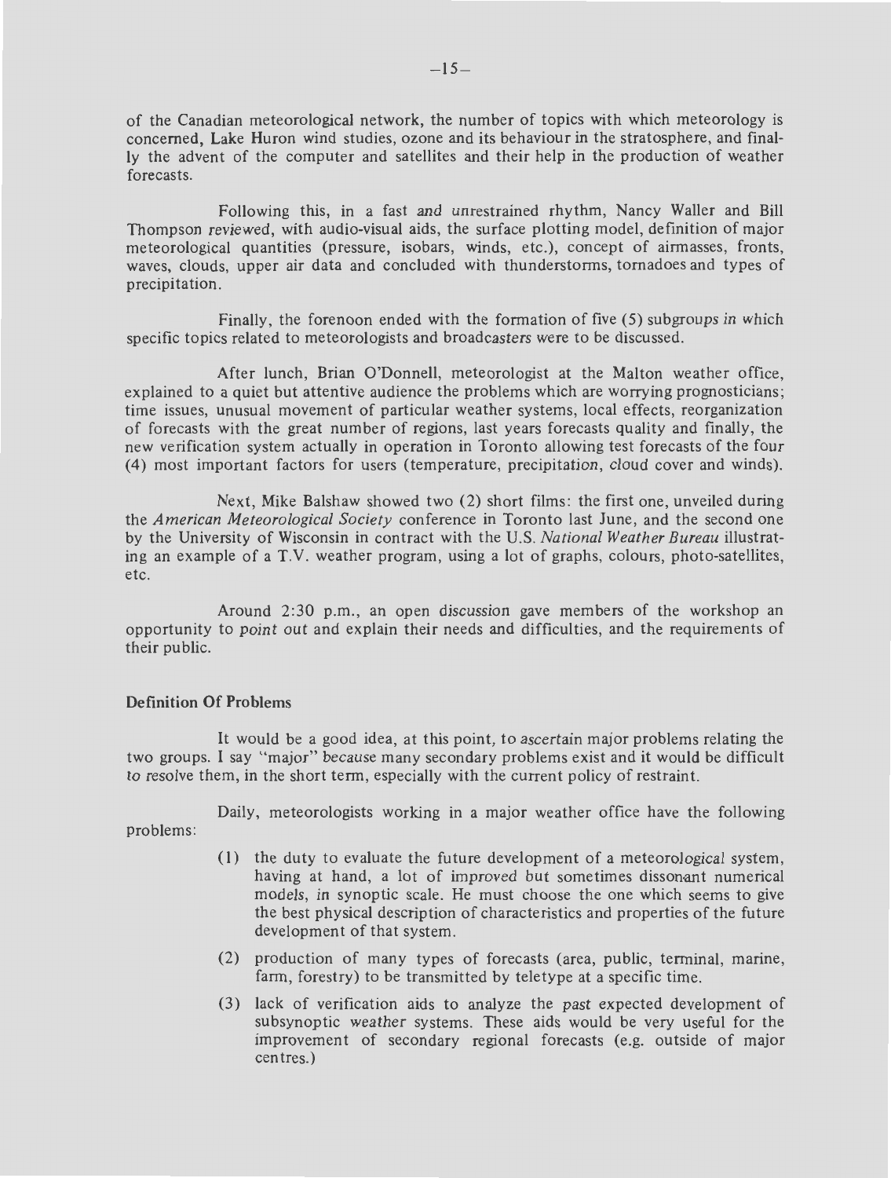of the Canadian meteorological network, the number of topics with which meteorology is concerned, Lake Huron wind studies, ozone and its behaviour in the stratosphere, and finally the advent of the computer and satellites and their help in the production of weather forecasts.

Following this, in a fast and unrestrained rhythm, Nancy Waller and Bill Thompson reviewed, with audio-visual aids, the surface plotting model, definition of major meteorological quantities (pressure, isobars, winds, etc.), concept of airmasses, fronts, waves, clouds, upper air data and concluded with thunderstorms, tornadoes and types of precipitation.

Finally, the forenoon ended with the formation of five (5) subgroups in which specific topics related to meteorologists and broadcasters were to be discussed.

After lunch, Brian O'Donnell, meteorologist at the Malton weather office, explained to a quiet but attentive audience the problems which are worrying prognosticians; time issues, unusual movement of particular weather systems, local effects, reorganization of forecasts with the great number of regions, last years forecasts quality and finally, the new verification system actually in operation in Toronto allowing test forecasts of the four (4) most important factors for users (temperature, precipitation, cloud cover and winds).

Next, Mike Balshaw showed two (2) short films: the first one, unveiled during the *American Meteorological Society* conference in Toronto last June, and the second one by the University of Wisconsin in contract with the U.S. *National Weather Bureau* illustrating an example of a T.V. weather program, using a lot of graphs, colours, photo-satellites, etc.

Around 2:30 p.m., an open discussion gave members of the workshop an opportunity to point out and explain their needs and difficulties, and the requirements of their public.

**Definition Of Problems**

It would be a good idea, at this point, to ascertain major problems relating the two groups. I say "major" because many secondary problems exist and it would be difficult to resolve them, in the short term, especially with the current policy of restraint.

Daily, meteorologists working in a major weather office have the following problems:

(1) the duty to evaluate the future development of a meteorological system, having at hand, a lot of improved but sometimes dissonant numerical models, in synoptic scale. He must choose the one which seems to give the best physical description of characteristics and properties of the future development of that system.

(2) production of many types of forecasts (area, public, terminal, marine, farm, forestry) to be transmitted by teletype at a specific time.

(3) lack of verification aids to analyze the past expected development of subsynoptic weather systems. These aids would be very useful for the improvement of secondary regional forecasts (e.g. outside of major centres.)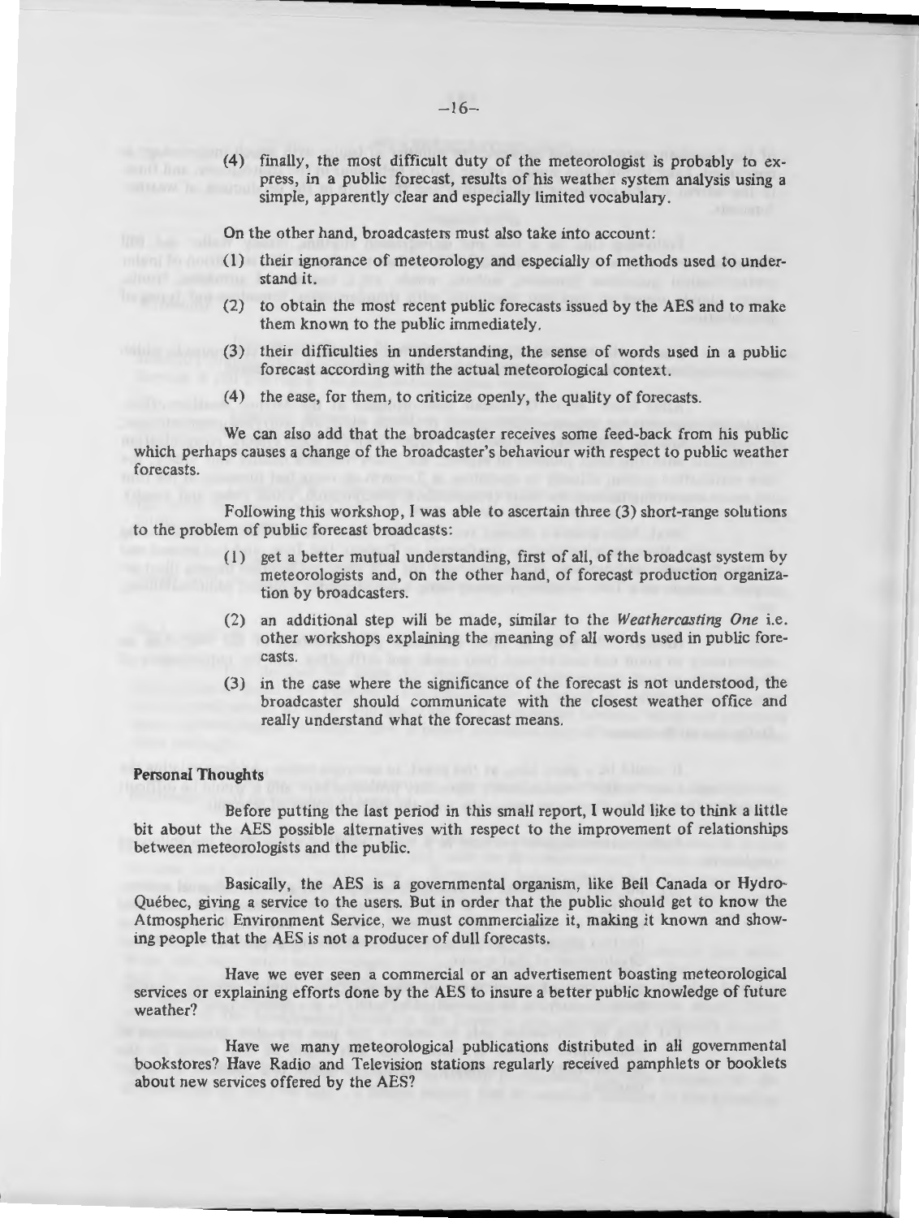(4) finally, the most difficult duty of the meteorologist is probably to express, in a public forecast, results of his weather system analysis using a simple, apparently clear and especially limited vocabulary.

On the other hand, broadcasters must also take into account:

(1) their ignorance of meteorology and especially of methods used to understand it.

(2) to obtain the most recent public forecasts issued by the AES and to make them known to the public immediately.

(3) their difficulties in understanding, the sense of words used in a public forecast according with the actual meteorological context.

(4) the ease, for them, to criticize openly, the quality of forecasts.

We can also add that the broadcaster receives some feed-back from his public which perhaps causes a change of the broadcaster's behaviour with respect to public weather forecasts.

Following this workshop, I was able to ascertain three (3) short-range solutions to the problem of public forecast broadcasts:

(1) get a better mutual understanding, first of all, of the broadcast system by meteorologists and, on the other hand, of forecast production organization by broadcasters.

(2) an additional step will be made, similar to the *Weathercasting One* i.e. other workshops explaining the meaning of all words used in public forecasts.

(3) in the case where the significance of the forecast is not understood, the broadcaster should communicate with the closest weather office and really understand what the forecast means.

**Personal Thoughts**

Before putting the last period in this small report, I would like to think a little bit about the AES possible alternatives with respect to the improvement of relationships between meteorologists and the public.

Basically, the AES is a governmental organism, like Bell Canada or Hydro-Québec, giving a service to the users. But in order that the public should get to know the Atmospheric Environment Service, we must commercialize it, making it known and showing people that the AES is not a producer of dull forecasts.

Have we ever seen a commercial or an advertisement boasting meteorological services or explaining efforts done by the AES to insure a better public knowledge of future weather?

Have we many meteorological publications distributed in all governmental bookstores? Have Radio and Television stations regularly received pamphlets or booklets about new services offered by the AES?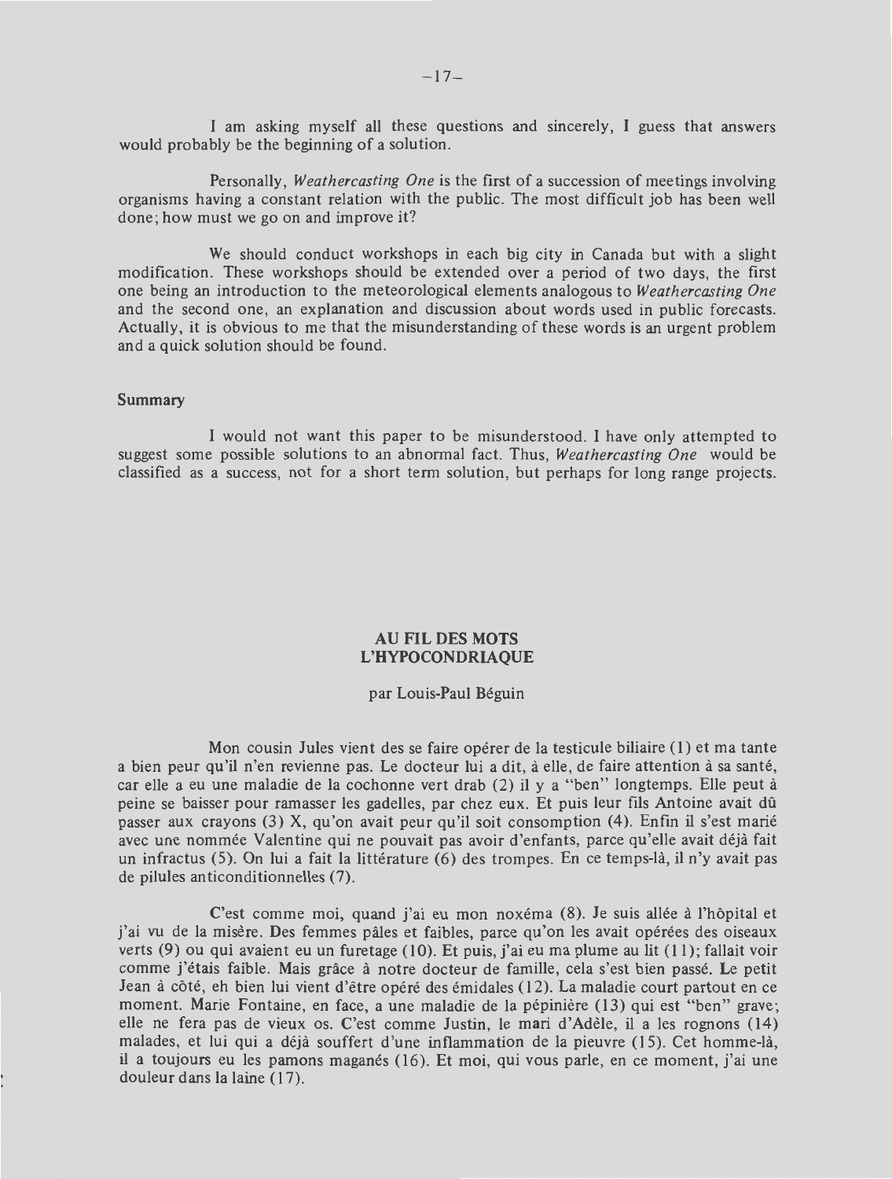I am asking myself all these questions and sincerely, I guess that answers would probably be the beginning of a solution.

Personally, *Weathercasting One* is the first of a succession of meetings involving organisms having a constant relation with the public. The most difficult job has been well done; how must we go on and improve it?

We should conduct workshops in each big city in Canada but with a slight modification. These workshops should be extended over a period of two days, the first one being an introduction to the meteorological elements analogous to *Weathercasting One* and the second one, an explanation and discussion about words used in public forecasts. Actually, it is obvious to me that the misunderstanding of these words is an urgent problem and a quick solution should be found.

## Summary

I would not want this paper to be misunderstood. I have only attempted to suggest some possible solutions to an abnormal fact. Thus, *Weathercasting One* would be classified as a success, not for a short term solution, but perhaps for long range projects.

## AU FIL DES MOTS
## L'HYPOCONDRIAQUE

par Louis-Paul Béguin

Mon cousin Jules vient des se faire opérer de la testicule biliaire (1) et ma tante a bien peur qu'il n'en revienne pas. Le docteur lui a dit, à elle, de faire attention à sa santé, car elle a eu une maladie de la cochonne vert drab (2) il y a "ben" longtemps. Elle peut à peine se baisser pour ramasser les gadelles, par chez eux. Et puis leur fils Antoine avait dû passer aux crayons (3) X, qu'on avait peur qu'il soit consomption (4). Enfin il s'est marié avec une nommée Valentine qui ne pouvait pas avoir d'enfants, parce qu'elle avait déjà fait un infractus (5). On lui a fait la littérature (6) des trompes. En ce temps-là, il n'y avait pas de pilules anticonditionnelles (7).

C'est comme moi, quand j'ai eu mon noxéma (8). Je suis allée à l'hôpital et j'ai vu de la misère. Des femmes pâles et faibles, parce qu'on les avait opérées des oiseaux verts (9) ou qui avaient eu un furetage (10). Et puis, j'ai eu ma plume au lit (11); fallait voir comme j'étais faible. Mais grâce à notre docteur de famille, cela s'est bien passé. Le petit Jean à côté, eh bien lui vient d'être opéré des émidales (12). La maladie court partout en ce moment. Marie Fontaine, en face, a une maladie de la pépinière (13) qui est "ben" grave; elle ne fera pas de vieux os. C'est comme Justin, le mari d'Adèle, il a les rognons (14) malades, et lui qui a déjà souffert d'une inflammation de la pieuvre (15). Cet homme-là, il a toujours eu les pamons maganés (16). Et moi, qui vous parle, en ce moment, j'ai une douleur dans la laine (17).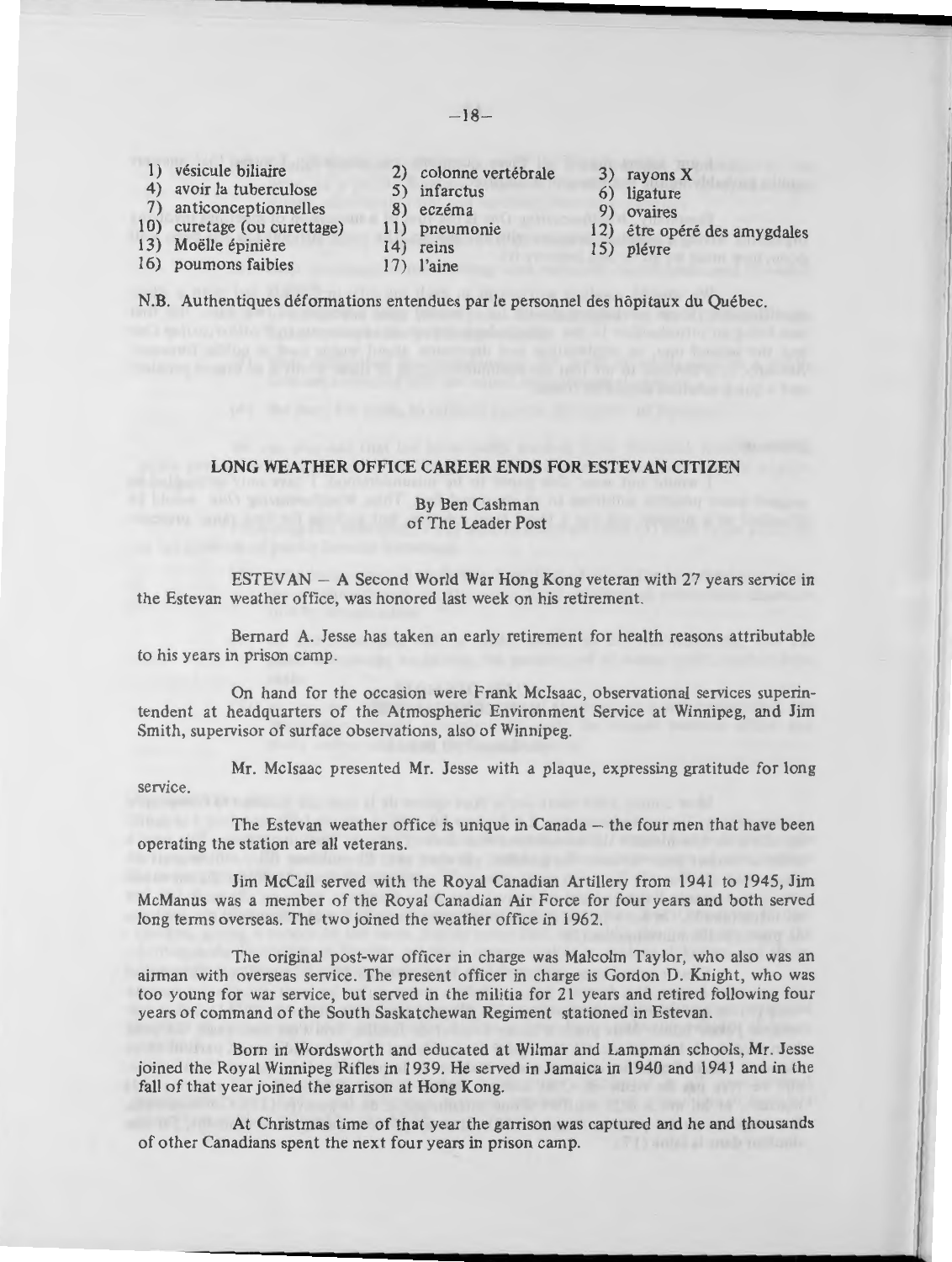1) vésicule biliaire
2) colonne vertébrale
3) rayons X
4) avoir la tuberculose
5) infarctus
6) ligature
7) anticonceptionnelles
8) eczéma
9) ovaires
10) curetage (ou curettage)
11) pneumonie
12) être opéré des amygdales
13) Moëlle épinière
14) reins
15) plévre
16) poumons faibles
17) l'aine

N.B. Authentiques déformations entendues par le personnel des hôpitaux du Québec.

## LONG WEATHER OFFICE CAREER ENDS FOR ESTEVAN CITIZEN

By Ben Cashman
of The Leader Post

ESTEVAN – A Second World War Hong Kong veteran with 27 years service in the Estevan weather office, was honored last week on his retirement.

Bernard A. Jesse has taken an early retirement for health reasons attributable to his years in prison camp.

On hand for the occasion were Frank McIsaac, observational services superintendent at headquarters of the Atmospheric Environment Service at Winnipeg, and Jim Smith, supervisor of surface observations, also of Winnipeg.

Mr. McIsaac presented Mr. Jesse with a plaque, expressing gratitude for long service.

The Estevan weather office is unique in Canada – the four men that have been operating the station are all veterans.

Jim McCall served with the Royal Canadian Artillery from 1941 to 1945, Jim McManus was a member of the Royal Canadian Air Force for four years and both served long terms overseas. The two joined the weather office in 1962.

The original post-war officer in charge was Malcolm Taylor, who also was an airman with overseas service. The present officer in charge is Gordon D. Knight, who was too young for war service, but served in the militia for 21 years and retired following four years of command of the South Saskatchewan Regiment stationed in Estevan.

Born in Wordsworth and educated at Wilmar and Lampman schools, Mr. Jesse joined the Royal Winnipeg Rifles in 1939. He served in Jamaica in 1940 and 1941 and in the fall of that year joined the garrison at Hong Kong.

At Christmas time of that year the garrison was captured and he and thousands of other Canadians spent the next four years in prison camp.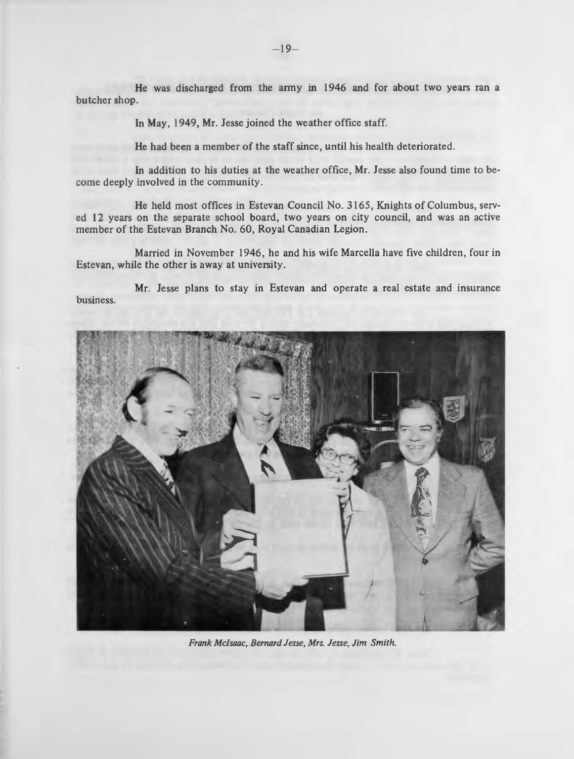He was discharged from the army in 1946 and for about two years ran a butcher shop.

In May, 1949, Mr. Jesse joined the weather office staff.

He had been a member of the staff since, until his health deteriorated.

In addition to his duties at the weather office, Mr. Jesse also found time to become deeply involved in the community.

He held most offices in Estevan Council No. 3165, Knights of Columbus, served 12 years on the separate school board, two years on city council, and was an active member of the Estevan Branch No. 60, Royal Canadian Legion.

Married in November 1946, he and his wife Marcella have five children, four in Estevan, while the other is away at university.

Mr. Jesse plans to stay in Estevan and operate a real estate and insurance business.

*Frank McIsaac, Bernard Jesse, Mrs. Jesse, Jim Smith.*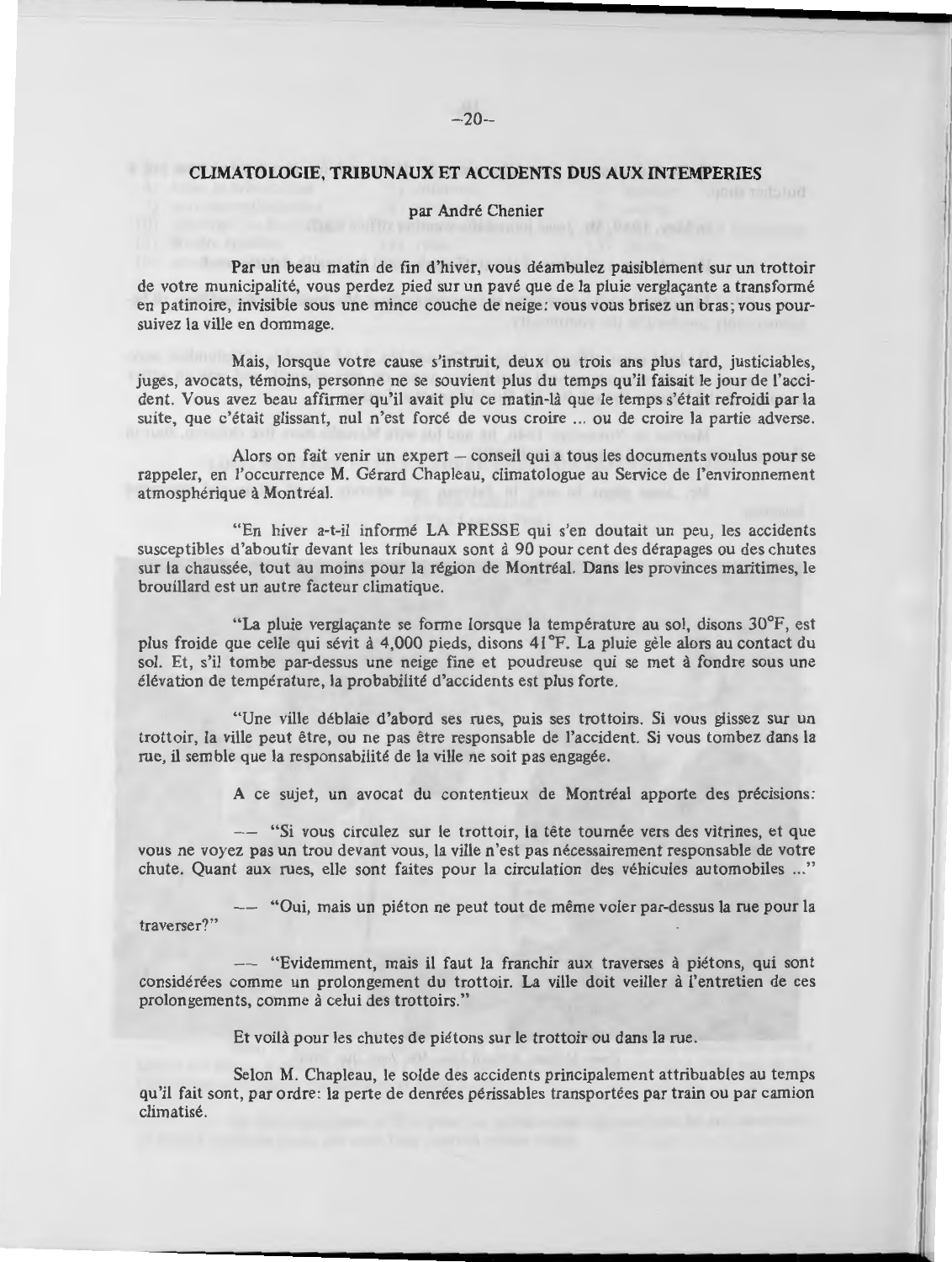## CLIMATOLOGIE, TRIBUNAUX ET ACCIDENTS DUS AUX INTEMPERIES

par André Chenier

Par un beau matin de fin d'hiver, vous déambulez paisiblement sur un trottoir de votre municipalité, vous perdez pied sur un pavé que de la pluie verglaçante a transformé en patinoire, invisible sous une mince couche de neige: vous vous brisez un bras; vous poursuivez la ville en dommage.

Mais, lorsque votre cause s'instruit, deux ou trois ans plus tard, justiciables, juges, avocats, témoins, personne ne se souvient plus du temps qu'il faisait le jour de l'accident. Vous avez beau affirmer qu'il avait plu ce matin-là que le temps s'était refroidi par la suite, que c'était glissant, nul n'est forcé de vous croire ... ou de croire la partie adverse.

Alors on fait venir un expert – conseil qui a tous les documents voulus pour se rappeler, en l'occurrence M. Gérard Chapleau, climatologue au Service de l'environnement atmosphérique à Montréal.

"En hiver a-t-il informé LA PRESSE qui s'en doutait un peu, les accidents susceptibles d'aboutir devant les tribunaux sont à 90 pour cent des dérapages ou des chutes sur la chaussée, tout au moins pour la région de Montréal. Dans les provinces maritimes, le brouillard est un autre facteur climatique.

"La pluie verglaçante se forme lorsque la température au sol, disons 30°F, est plus froide que celle qui sévit à 4,000 pieds, disons 41°F. La pluie gèle alors au contact du sol. Et, s'il tombe par-dessus une neige fine et poudreuse qui se met à fondre sous une élévation de température, la probabilité d'accidents est plus forte.

"Une ville déblaie d'abord ses rues, puis ses trottoirs. Si vous glissez sur un trottoir, la ville peut être, ou ne pas être responsable de l'accident. Si vous tombez dans la rue, il semble que la responsabilité de la ville ne soit pas engagée.

A ce sujet, un avocat du contentieux de Montréal apporte des précisions:

–– "Si vous circulez sur le trottoir, la tête tournée vers des vitrines, et que vous ne voyez pas un trou devant vous, la ville n'est pas nécessairement responsable de votre chute. Quant aux rues, elle sont faites pour la circulation des véhicules automobiles ..."

–– "Oui, mais un piéton ne peut tout de même voler par-dessus la rue pour la traverser?"

–– "Evidemment, mais il faut la franchir aux traverses à piétons, qui sont considérées comme un prolongement du trottoir. La ville doit veiller à l'entretien de ces prolongements, comme à celui des trottoirs."

Et voilà pour les chutes de piétons sur le trottoir ou dans la rue.

Selon M. Chapleau, le solde des accidents principalement attribuables au temps qu'il fait sont, par ordre: la perte de denrées périssables transportées par train ou par camion climatisé.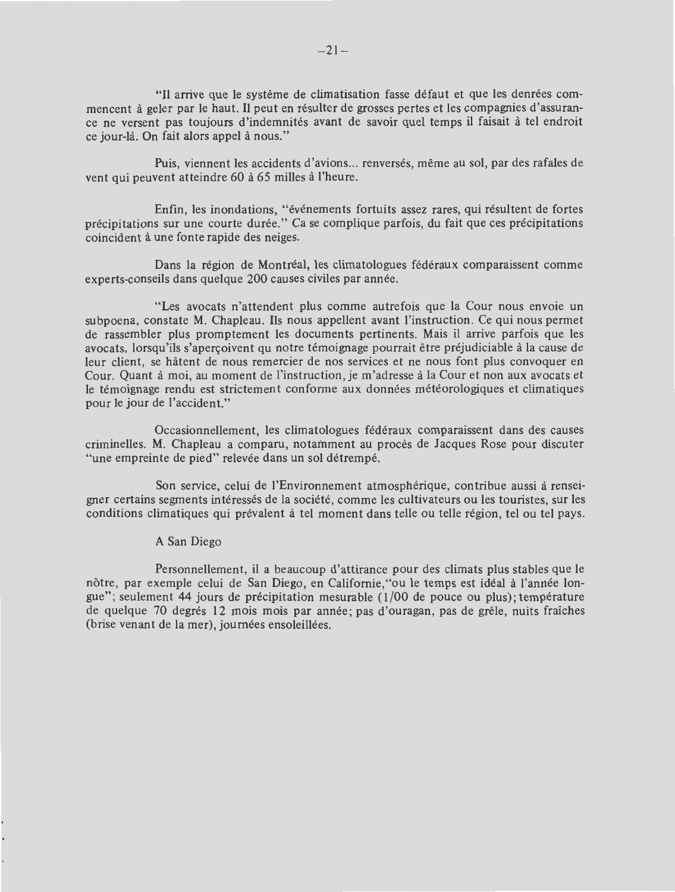"Il arrive que le système de climatisation fasse défaut et que les denrées commencent à geler par le haut. Il peut en résulter de grosses pertes et les compagnies d'assurance ne versent pas toujours d'indemnités avant de savoir quel temps il faisait à tel endroit ce jour-là. On fait alors appel à nous."

Puis, viennent les accidents d'avions... renversés, même au sol, par des rafales de vent qui peuvent atteindre 60 à 65 milles à l'heure.

Enfin, les inondations, "événements fortuits assez rares, qui résultent de fortes précipitations sur une courte durée." Ca se complique parfois, du fait que ces précipitations coincident à une fonte rapide des neiges.

Dans la région de Montréal, les climatologues fédéraux comparaissent comme experts-conseils dans quelque 200 causes civiles par année.

"Les avocats n'attendent plus comme autrefois que la Cour nous envoie un subpoena, constate M. Chapleau. Ils nous appellent avant l'instruction. Ce qui nous permet de rassembler plus promptement les documents pertinents. Mais il arrive parfois que les avocats, lorsqu'ils s'aperçoivent qu notre témoignage pourrait être préjudiciable à la cause de leur client, se hâtent de nous remercier de nos services et ne nous font plus convoquer en Cour. Quant à moi, au moment de l'instruction, je m'adresse à la Cour et non aux avocats et le témoignage rendu est strictement conforme aux données météorologiques et climatiques pour le jour de l'accident."

Occasionnellement, les climatologues fédéraux comparaissent dans des causes criminelles. M. Chapleau a comparu, notamment au procès de Jacques Rose pour discuter "une empreinte de pied" relevée dans un sol détrempé.

Son service, celui de l'Environnement atmosphérique, contribue aussi à renseigner certains segments intéressés de la société, comme les cultivateurs ou les touristes, sur les conditions climatiques qui prévalent à tel moment dans telle ou telle région, tel ou tel pays.

A San Diego

Personnellement, il a beaucoup d'attirance pour des climats plus stables que le nôtre, par exemple celui de San Diego, en Californie,"ou le temps est idéal à l'année longue"; seulement 44 jours de précipitation mesurable (1/00 de pouce ou plus); température de quelque 70 degrés 12 mois mois par année; pas d'ouragan, pas de grêle, nuits fraîches (brise venant de la mer), journées ensoleillées.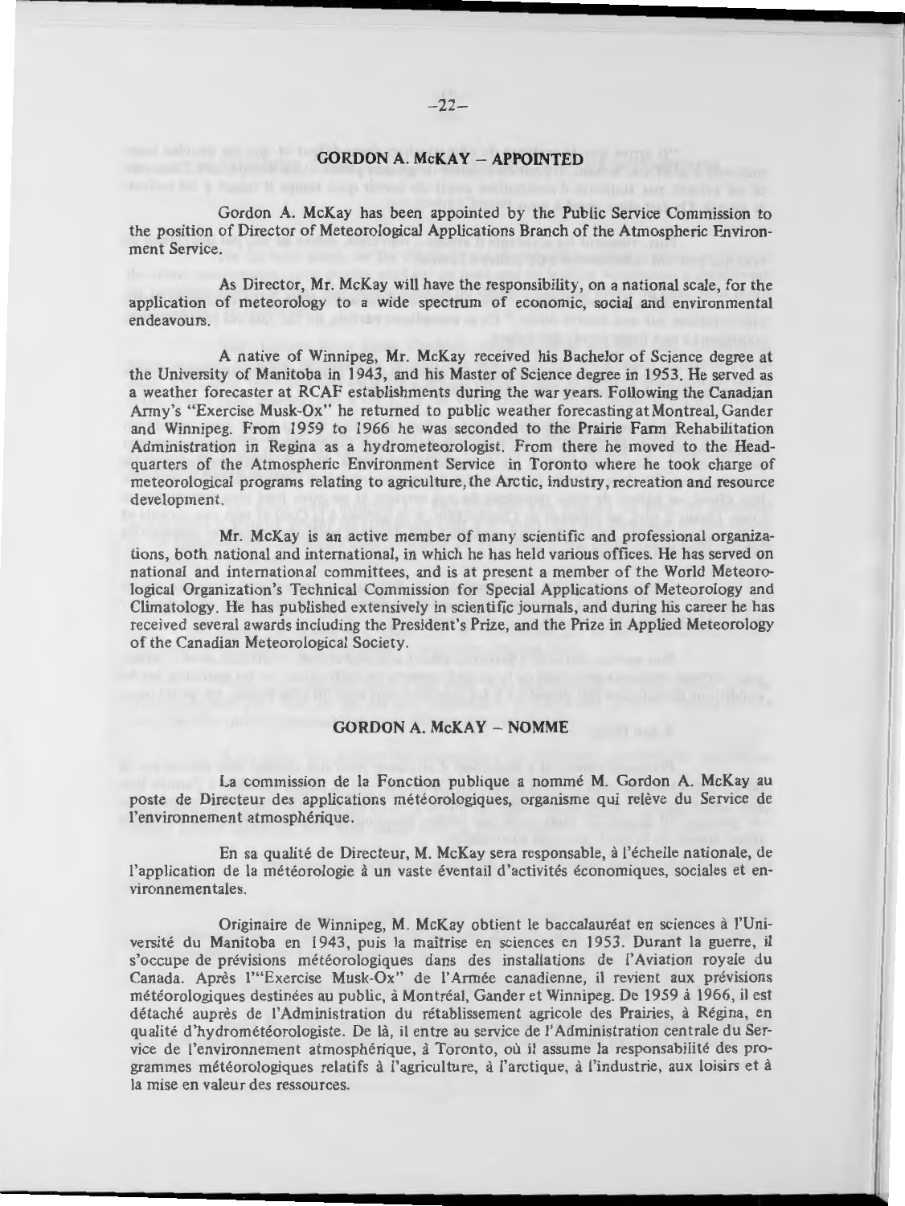## GORDON A. McKAY – APPOINTED

Gordon A. McKay has been appointed by the Public Service Commission to the position of Director of Meteorological Applications Branch of the Atmospheric Environment Service.

As Director, Mr. McKay will have the responsibility, on a national scale, for the application of meteorology to a wide spectrum of economic, social and environmental endeavours.

A native of Winnipeg, Mr. McKay received his Bachelor of Science degree at the University of Manitoba in 1943, and his Master of Science degree in 1953. He served as a weather forecaster at RCAF establishments during the war years. Following the Canadian Army's "Exercise Musk-Ox" he returned to public weather forecasting at Montreal, Gander and Winnipeg. From 1959 to 1966 he was seconded to the Prairie Farm Rehabilitation Administration in Regina as a hydrometeorologist. From there he moved to the Headquarters of the Atmospheric Environment Service in Toronto where he took charge of meteorological programs relating to agriculture, the Arctic, industry, recreation and resource development.

Mr. McKay is an active member of many scientific and professional organizations, both national and international, in which he has held various offices. He has served on national and international committees, and is at present a member of the World Meteorological Organization's Technical Commission for Special Applications of Meteorology and Climatology. He has published extensively in scientific journals, and during his career he has received several awards including the President's Prize, and the Prize in Applied Meteorology of the Canadian Meteorological Society.

## GORDON A. McKAY – NOMME

La commission de la Fonction publique a nommé M. Gordon A. McKay au poste de Directeur des applications météorologiques, organisme qui relève du Service de l'environnement atmosphérique.

En sa qualité de Directeur, M. McKay sera responsable, à l'échelle nationale, de l'application de la météorologie à un vaste éventail d'activités économiques, sociales et environnementales.

Originaire de Winnipeg, M. McKay obtient le baccalauréat en sciences à l'Université du Manitoba en 1943, puis la maîtrise en sciences en 1953. Durant la guerre, il s'occupe de prévisions météorologiques dans des installations de l'Aviation royale du Canada. Après l'"Exercise Musk-Ox" de l'Armée canadienne, il revient aux prévisions météorologiques destinées au public, à Montréal, Gander et Winnipeg. De 1959 à 1966, il est détaché auprès de l'Administration du rétablissement agricole des Prairies, à Régina, en qualité d'hydrométéorologiste. De là, il entre au service de l'Administration centrale du Service de l'environnement atmosphérique, à Toronto, où il assume la responsabilité des programmes météorologiques relatifs à l'agriculture, à l'arctique, à l'industrie, aux loisirs et à la mise en valeur des ressources.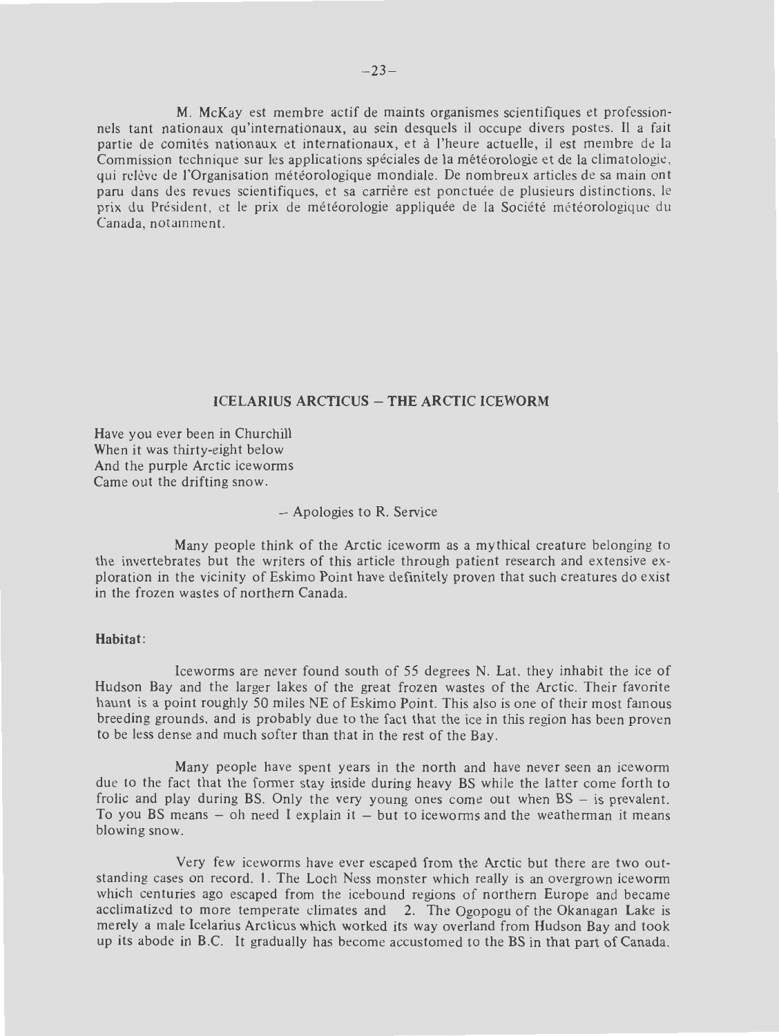M. McKay est membre actif de maints organismes scientifiques et professionnels tant nationaux qu'internationaux, au sein desquels il occupe divers postes. Il a fait partie de comités nationaux et internationaux, et à l'heure actuelle, il est membre de la Commission technique sur les applications spéciales de la météorologie et de la climatologie, qui relève de l'Organisation météorologique mondiale. De nombreux articles de sa main ont paru dans des revues scientifiques, et sa carrière est ponctuée de plusieurs distinctions, le prix du Président, et le prix de météorologie appliquée de la Société météorologique du Canada, notamment.

## ICELARIUS ARCTICUS – THE ARCTIC ICEWORM

Have you ever been in Churchill  
When it was thirty-eight below  
And the purple Arctic iceworms  
Came out the drifting snow.

– Apologies to R. Service

Many people think of the Arctic iceworm as a mythical creature belonging to the invertebrates but the writers of this article through patient research and extensive exploration in the vicinity of Eskimo Point have definitely proven that such creatures do exist in the frozen wastes of northern Canada.

### Habitat:

Iceworms are never found south of 55 degrees N. Lat. they inhabit the ice of Hudson Bay and the larger lakes of the great frozen wastes of the Arctic. Their favorite haunt is a point roughly 50 miles NE of Eskimo Point. This also is one of their most famous breeding grounds, and is probably due to the fact that the ice in this region has been proven to be less dense and much softer than that in the rest of the Bay.

Many people have spent years in the north and have never seen an iceworm due to the fact that the former stay inside during heavy BS while the latter come forth to frolic and play during BS. Only the very young ones come out when BS – is prevalent. To you BS means – oh need I explain it – but to iceworms and the weatherman it means blowing snow.

Very few iceworms have ever escaped from the Arctic but there are two outstanding cases on record. 1. The Loch Ness monster which really is an overgrown iceworm which centuries ago escaped from the icebound regions of northern Europe and became acclimatized to more temperate climates and 2. The Ogopogu of the Okanagan Lake is merely a male Icelarius Arcticus which worked its way overland from Hudson Bay and took up its abode in B.C. It gradually has become accustomed to the BS in that part of Canada.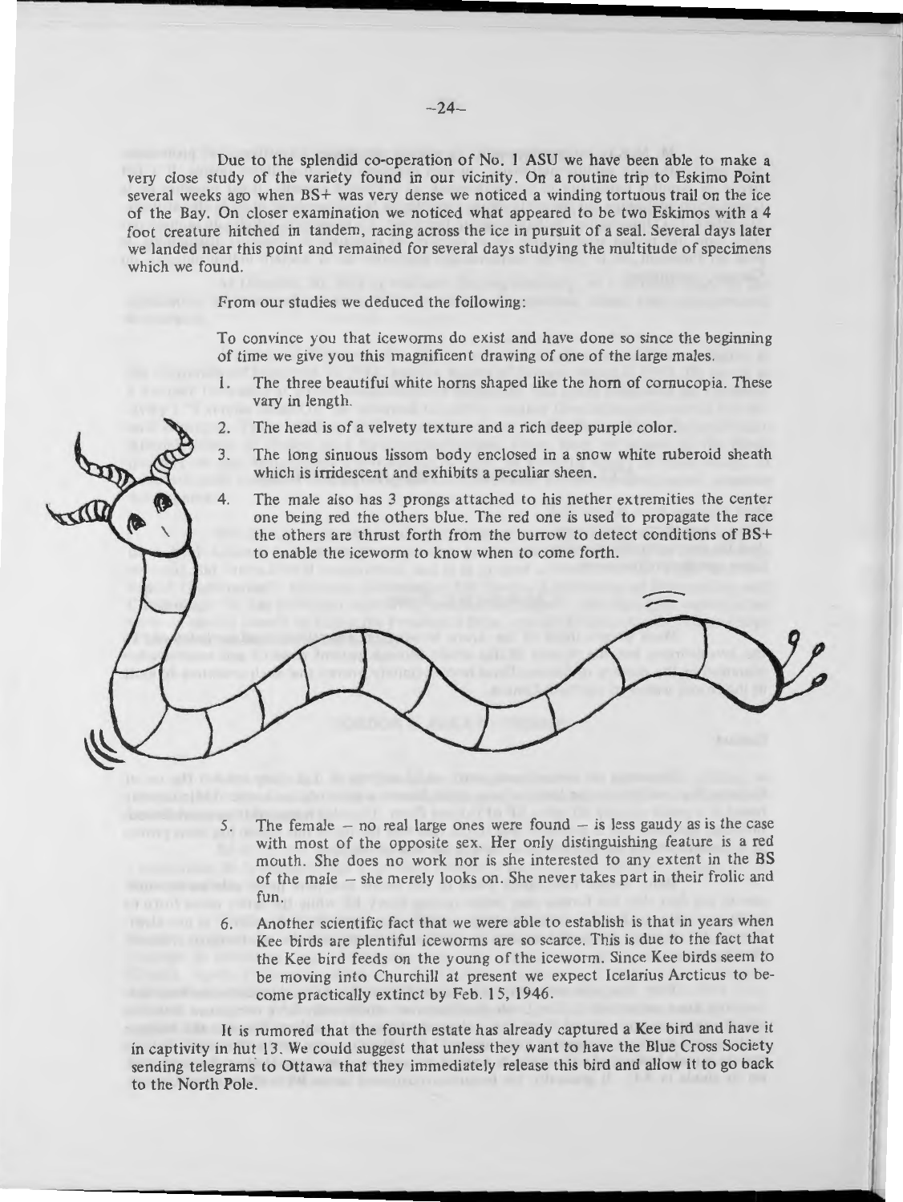Due to the splendid co-operation of No. 1 ASU we have been able to make a very close study of the variety found in our vicinity. On a routine trip to Eskimo Point several weeks ago when BS+ was very dense we noticed a winding tortuous trail on the ice of the Bay. On closer examination we noticed what appeared to be two Eskimos with a 4 foot creature hitched in tandem, racing across the ice in pursuit of a seal. Several days later we landed near this point and remained for several days studying the multitude of specimens which we found.

From our studies we deduced the following:

To convince you that iceworms do exist and have done so since the beginning of time we give you this magnificent drawing of one of the large males.

1. The three beautiful white horns shaped like the horn of cornucopia. These vary in length.
2. The head is of a velvety texture and a rich deep purple color.
3. The long sinuous lissom body enclosed in a snow white ruberoid sheath which is irridescent and exhibits a peculiar sheen.
4. The male also has 3 prongs attached to his nether extremities the center one being red the others blue. The red one is used to propagate the race the others are thrust forth from the burrow to detect conditions of BS+ to enable the iceworm to know when to come forth.
5. The female – no real large ones were found – is less gaudy as is the case with most of the opposite sex. Her only distinguishing feature is a red mouth. She does no work nor is she interested to any extent in the BS of the male – she merely looks on. She never takes part in their frolic and fun.
6. Another scientific fact that we were able to establish is that in years when Kee birds are plentiful iceworms are so scarce. This is due to the fact that the Kee bird feeds on the young of the iceworm. Since Kee birds seem to be moving into Churchill at present we expect Icelarius Arcticus to become practically extinct by Feb. 15, 1946.

It is rumored that the fourth estate has already captured a Kee bird and have it in captivity in hut 13. We could suggest that unless they want to have the Blue Cross Society sending telegrams to Ottawa that they immediately release this bird and allow it to go back to the North Pole.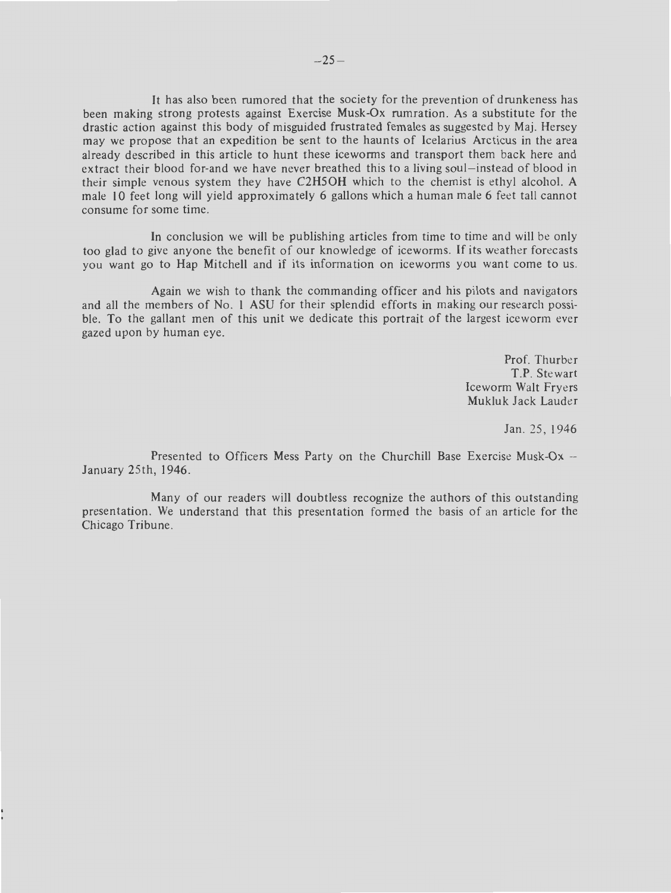It has also been rumored that the society for the prevention of drunkeness has been making strong protests against Exercise Musk-Ox rumration. As a substitute for the drastic action against this body of misguided frustrated females as suggested by Maj. Hersey may we propose that an expedition be sent to the haunts of Icelarius Arcticus in the area already described in this article to hunt these iceworms and transport them back here and extract their blood for-and we have never breathed this to a living soul—instead of blood in their simple venous system they have $C_2H_5OH$ which to the chemist is ethyl alcohol. A male 10 feet long will yield approximately 6 gallons which a human male 6 feet tall cannot consume for some time.

In conclusion we will be publishing articles from time to time and will be only too glad to give anyone the benefit of our knowledge of iceworms. If its weather forecasts you want go to Hap Mitchell and if its information on iceworms you want come to us.

Again we wish to thank the commanding officer and his pilots and navigators and all the members of No. 1 ASU for their splendid efforts in making our research possible. To the gallant men of this unit we dedicate this portrait of the largest iceworm ever gazed upon by human eye.

Prof. Thurber
T.P. Stewart
Iceworm Walt Fryers
Mukluk Jack Lauder

Jan. 25, 1946

Presented to Officers Mess Party on the Churchill Base Exercise Musk-Ox – January 25th, 1946.

Many of our readers will doubtless recognize the authors of this outstanding presentation. We understand that this presentation formed the basis of an article for the Chicago Tribune.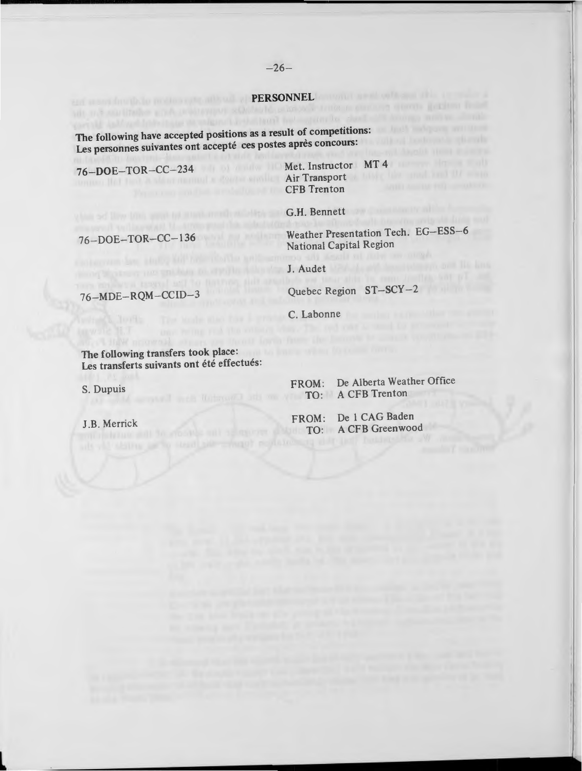## PERSONNEL

**The following have accepted positions as a result of competitions:**
**Les personnes suivantes ont accepté ces postes après concours:**

| | |
|---|---|
| 76–DOE–TOR–CC–234 | Met. Instructor MT 4<br>Air Transport<br>CFB Trenton<br><br>G.H. Bennett |
| 76–DOE–TOR–CC–136 | Weather Presentation Tech. EG–ESS–6<br>National Capital Region<br><br>J. Audet |
| 76–MDE–RQM–CCID–3 | Quebec Region ST–SCY–2<br><br>C. Labonne |

**The following transfers took place:**
**Les transferts suivants ont été effectués:**

| | |
|---|---|
| S. Dupuis | FROM: De Alberta Weather Office<br>TO: A CFB Trenton |
| J.B. Merrick | FROM: De 1 CAG Baden<br>TO: A CFB Greenwood |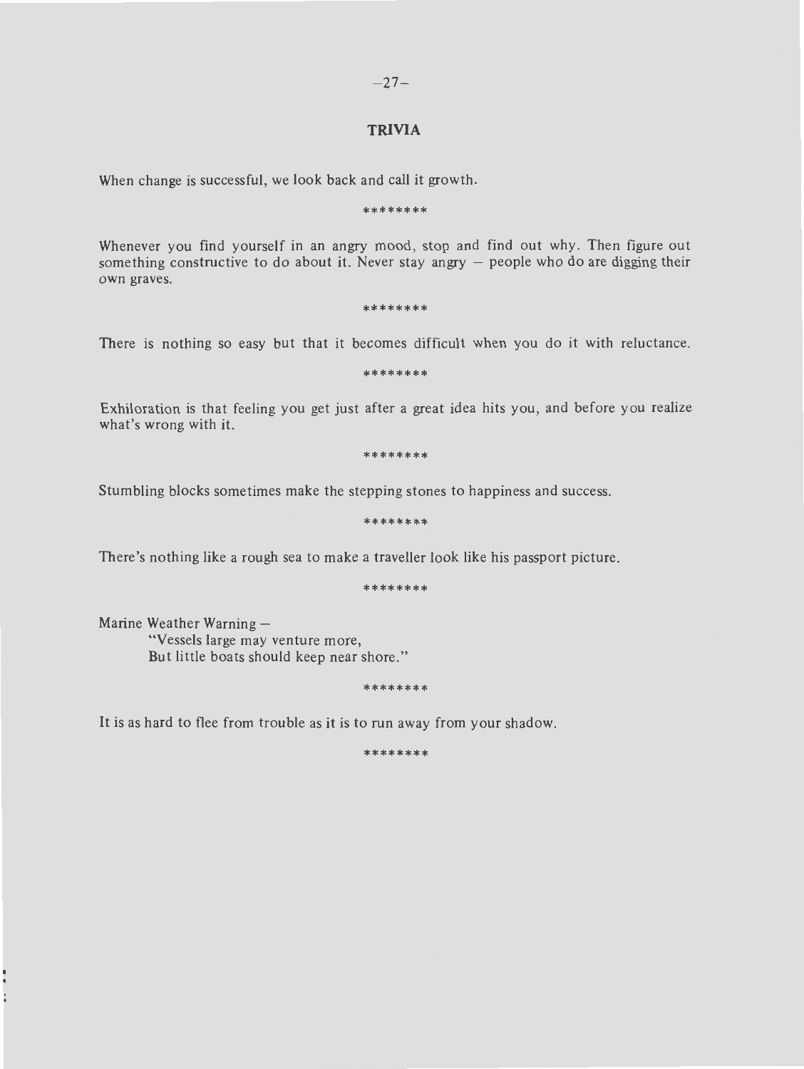## TRIVIA

When change is successful, we look back and call it growth.

********

Whenever you find yourself in an angry mood, stop and find out why. Then figure out something constructive to do about it. Never stay angry – people who do are digging their own graves.

********

There is nothing so easy but that it becomes difficult when you do it with reluctance.

********

Exhiloration is that feeling you get just after a great idea hits you, and before you realize what's wrong with it.

********

Stumbling blocks sometimes make the stepping stones to happiness and success.

********

There's nothing like a rough sea to make a traveller look like his passport picture.

********

Marine Weather Warning –

> "Vessels large may venture more,
> But little boats should keep near shore."

********

It is as hard to flee from trouble as it is to run away from your shadow.

********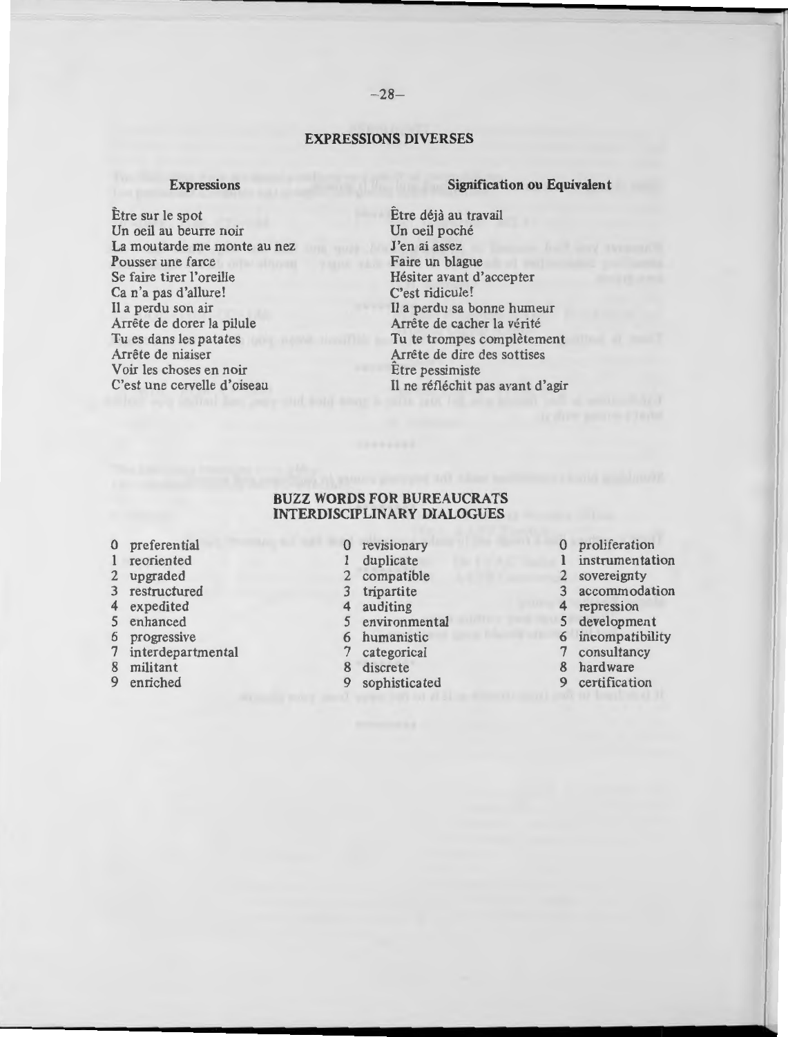## EXPRESSIONS DIVERSES

| Expressions | Signification ou Equivalent |
|---|---|
| Être sur le spot | Être déjà au travail |
| Un oeil au beurre noir | Un oeil poché |
| La moutarde me monte au nez | J'en ai assez |
| Pousser une farce | Faire un blague |
| Se faire tirer l'oreille | Hésiter avant d'accepter |
| Ca n'a pas d'allure! | C'est ridicule! |
| Il a perdu son air | Il a perdu sa bonne humeur |
| Arrête de dorer la pilule | Arrête de cacher la vérité |
| Tu es dans les patates | Tu te trompes complètement |
| Arrête de niaiser | Arrête de dire des sottises |
| Voir les choses en noir | Être pessimiste |
| C'est une cervelle d'oiseau | Il ne réfléchit pas avant d'agir |

## BUZZ WORDS FOR BUREAUCRATS INTERDISCIPLINARY DIALOGUES

| | | | | | |
|---|---|---|---|---|---|
| 0 | preferential | 0 | revisionary | 0 | proliferation |
| 1 | reoriented | 1 | duplicate | 1 | instrumentation |
| 2 | upgraded | 2 | compatible | 2 | sovereignty |
| 3 | restructured | 3 | tripartite | 3 | accommodation |
| 4 | expedited | 4 | auditing | 4 | repression |
| 5 | enhanced | 5 | environmental | 5 | development |
| 6 | progressive | 6 | humanistic | 6 | incompatibility |
| 7 | interdepartmental | 7 | categorical | 7 | consultancy |
| 8 | militant | 8 | discrete | 8 | hardware |
| 9 | enriched | 9 | sophisticated | 9 | certification |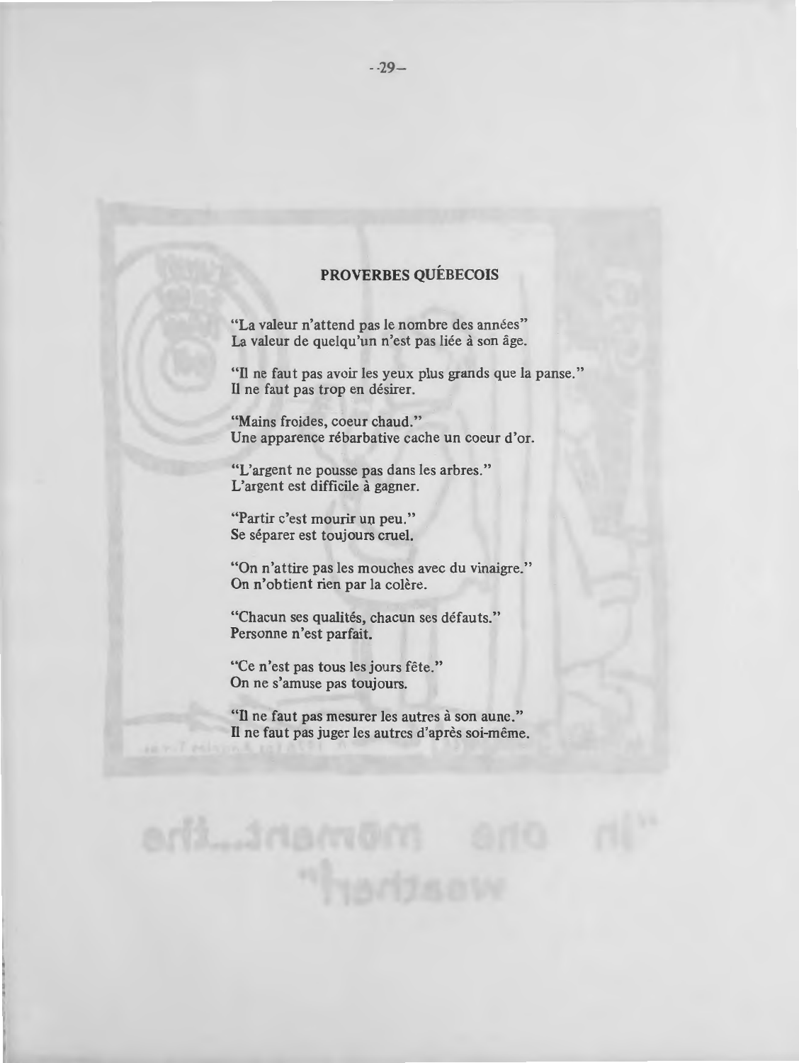## PROVERBES QUÉBECOIS

"La valeur n'attend pas le nombre des années"
La valeur de quelqu'un n'est pas liée à son âge.

"Il ne faut pas avoir les yeux plus grands que la panse."
Il ne faut pas trop en désirer.

"Mains froides, coeur chaud."
Une apparence rébarbative cache un coeur d'or.

"L'argent ne pousse pas dans les arbres."
L'argent est difficile à gagner.

"Partir c'est mourir un peu."
Se séparer est toujours cruel.

"On n'attire pas les mouches avec du vinaigre."
On n'obtient rien par la colère.

"Chacun ses qualités, chacun ses défauts."
Personne n'est parfait.

"Ce n'est pas tous les jours fête."
On ne s'amuse pas toujours.

"Il ne faut pas mesurer les autres à son aune."
Il ne faut pas juger les autres d'après soi-même.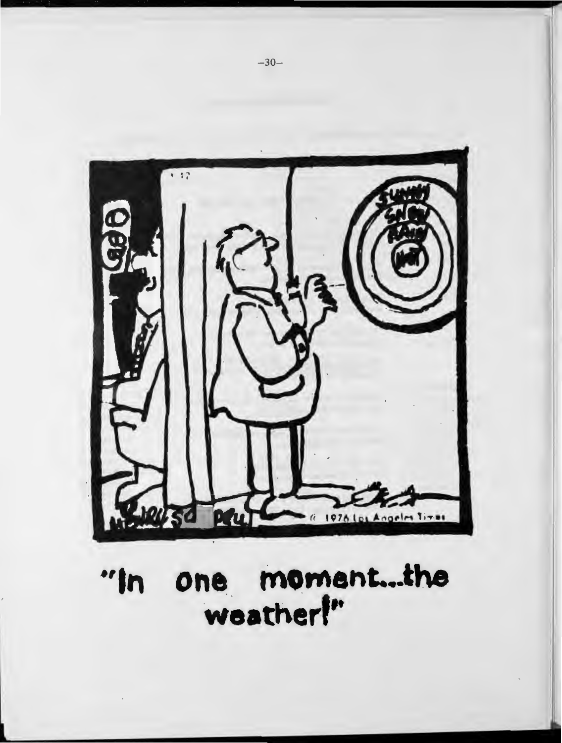"In one moment...the weather!"